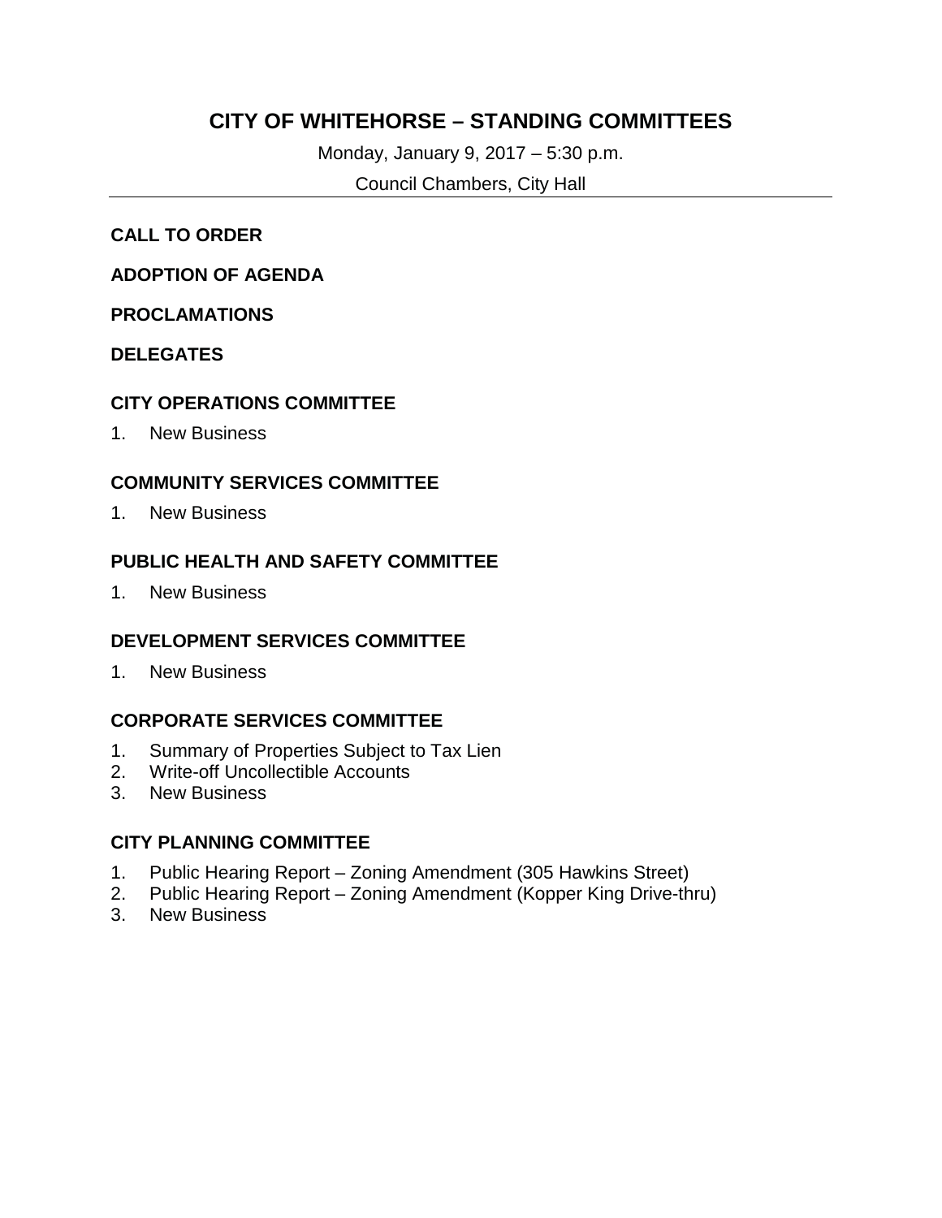# CITY OF WHITEHORSE – STANDING COMMITTEES

Monday, January 9, 2017 – 5:30 p.m.

Council Chambers, City Hall

---

**CALL TO ORDER**

**ADOPTION OF AGENDA**

**PROCLAMATIONS**

**DELEGATES**

## CITY OPERATIONS COMMITTEE

1. New Business

## COMMUNITY SERVICES COMMITTEE

1. New Business

## PUBLIC HEALTH AND SAFETY COMMITTEE

1. New Business

## DEVELOPMENT SERVICES COMMITTEE

1. New Business

## CORPORATE SERVICES COMMITTEE

1. Summary of Properties Subject to Tax Lien
2. Write-off Uncollectible Accounts
3. New Business

## CITY PLANNING COMMITTEE

1. Public Hearing Report – Zoning Amendment (305 Hawkins Street)
2. Public Hearing Report – Zoning Amendment (Kopper King Drive-thru)
3. New Business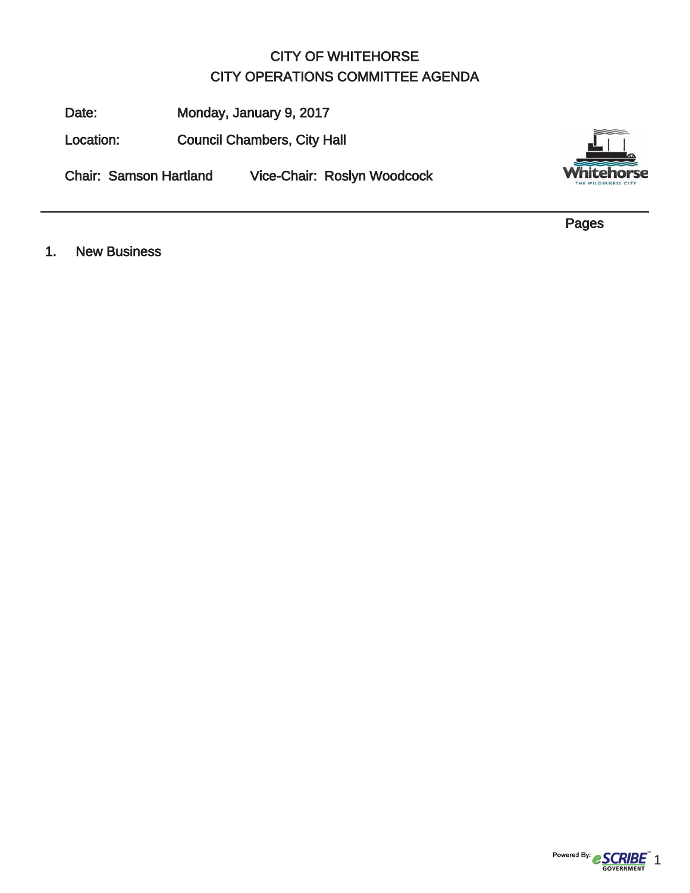# CITY OF WHITEHORSE
## CITY OPERATIONS COMMITTEE AGENDA

**Date:** Monday, January 9, 2017

**Location:** Council Chambers, City Hall

**Chair:** Samson Hartland **Vice-Chair:** Roslyn Woodcock

---

Pages

1. New Business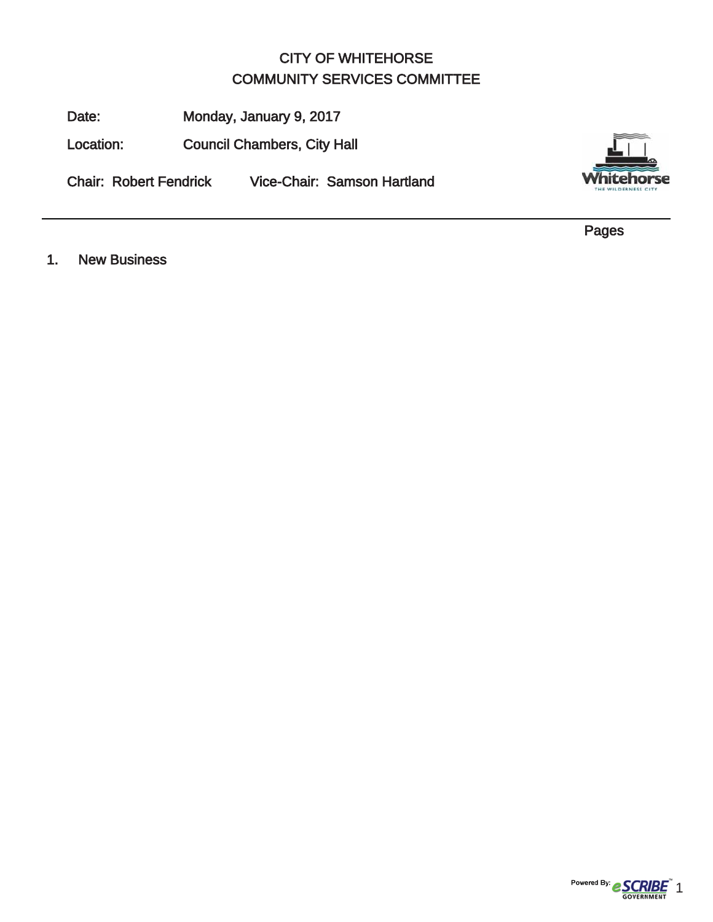# CITY OF WHITEHORSE
## COMMUNITY SERVICES COMMITTEE

Date: Monday, January 9, 2017

Location: Council Chambers, City Hall

Chair: Robert Fendrick Vice-Chair: Samson Hartland

Pages

1. New Business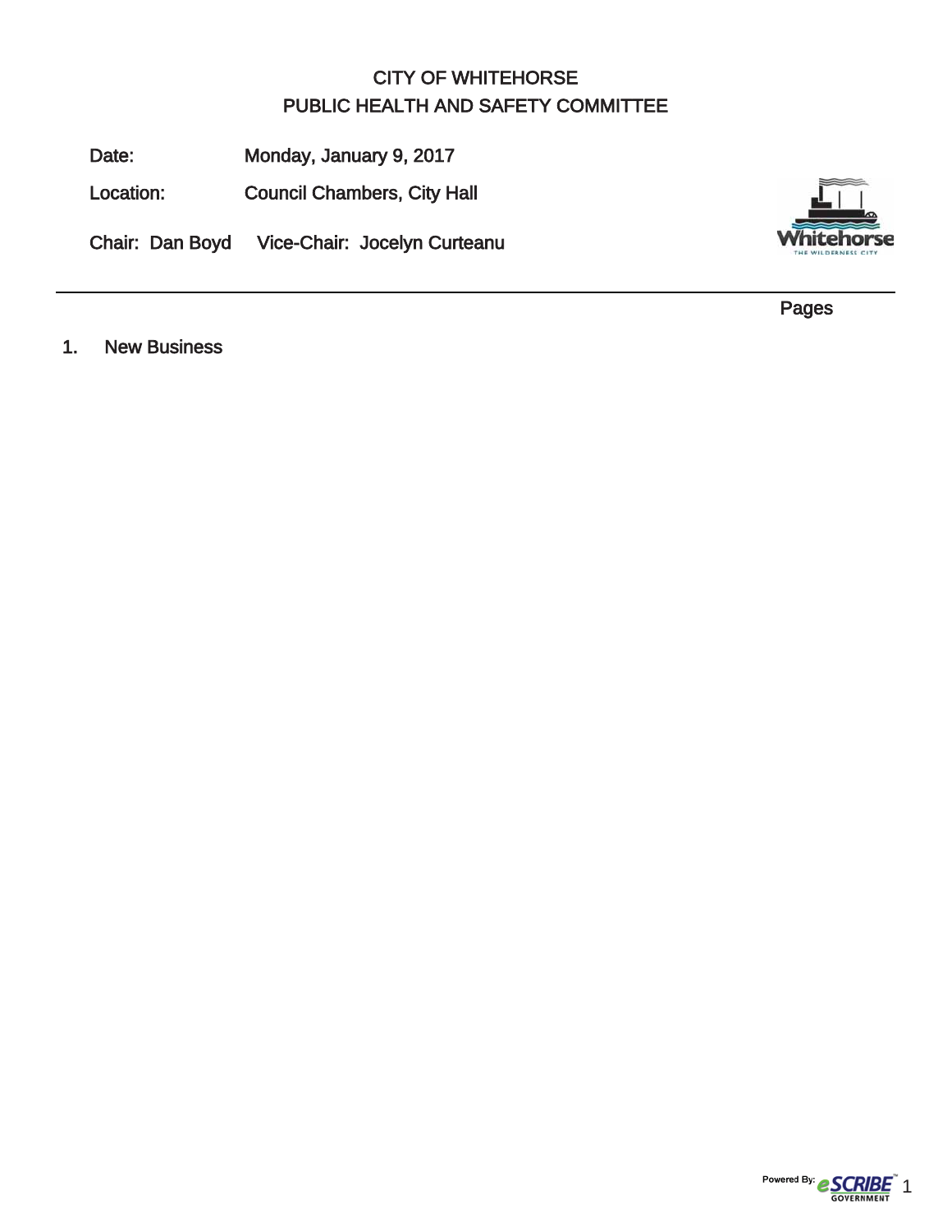# CITY OF WHITEHORSE
## PUBLIC HEALTH AND SAFETY COMMITTEE

Date: Monday, January 9, 2017

Location: Council Chambers, City Hall

Chair: Dan Boyd Vice-Chair: Jocelyn Curteanu

---

Pages

1. New Business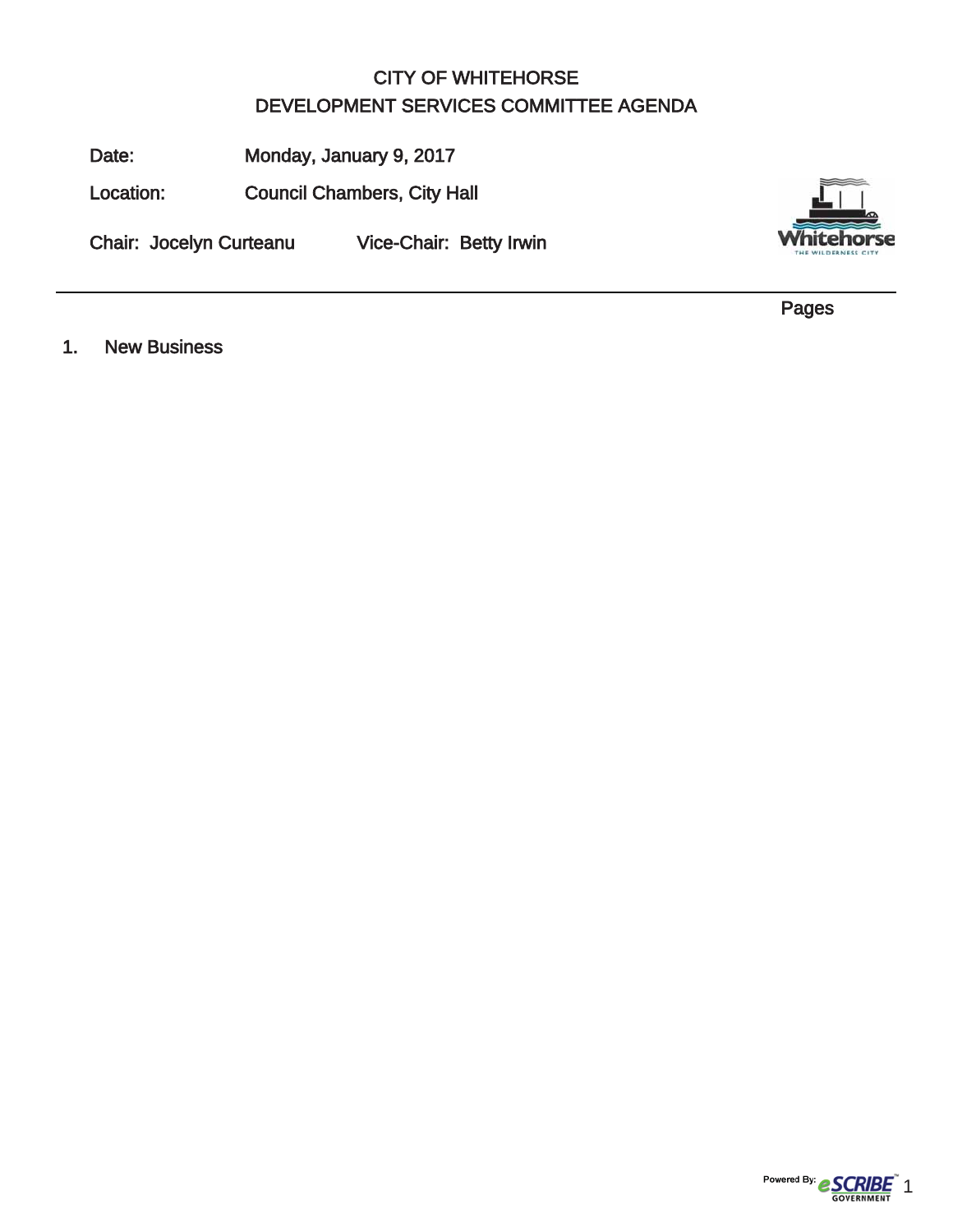# CITY OF WHITEHORSE
## DEVELOPMENT SERVICES COMMITTEE AGENDA

Date: Monday, January 9, 2017

Location: Council Chambers, City Hall

Chair: Jocelyn Curteanu    Vice-Chair: Betty Irwin

Pages

1. New Business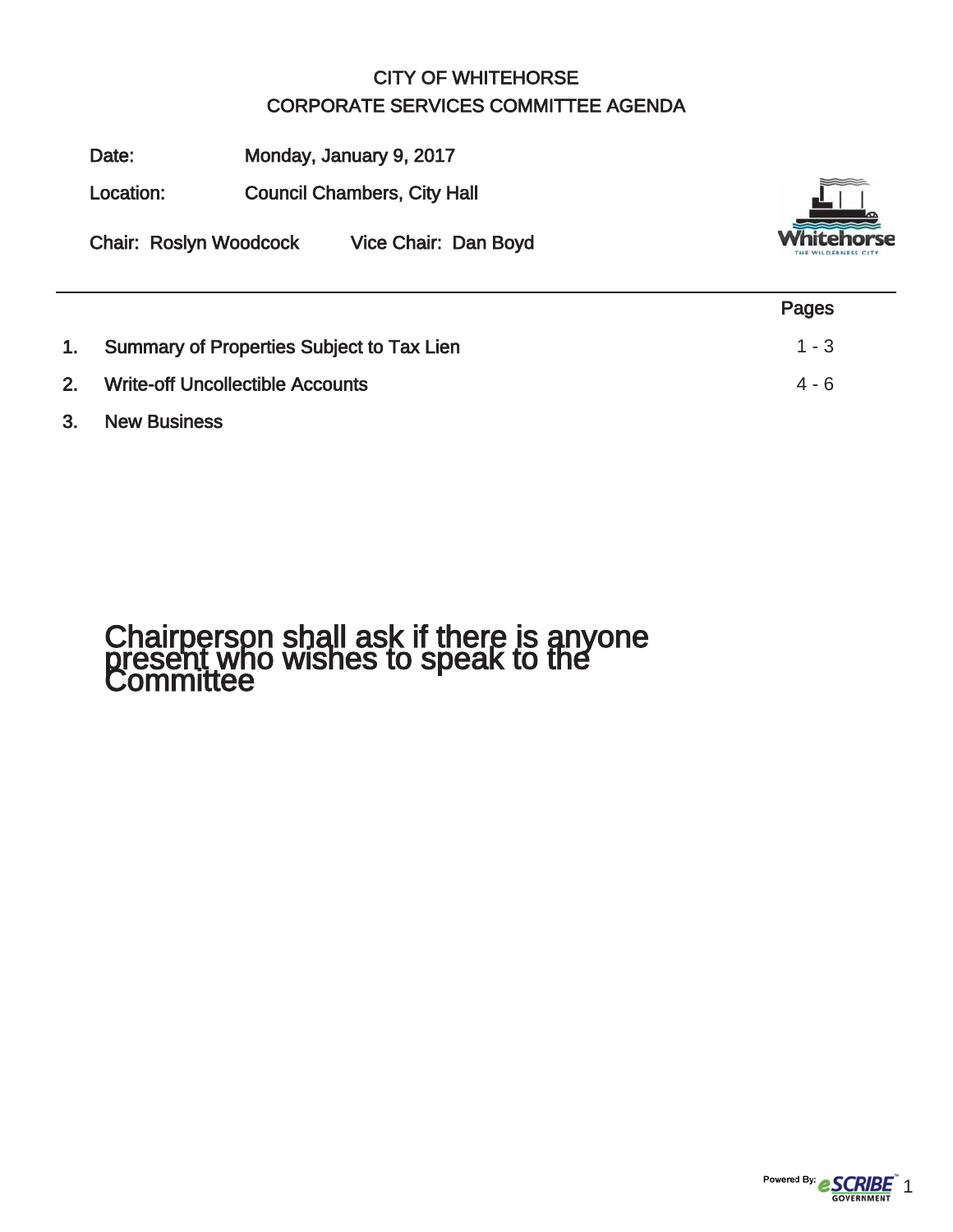CITY OF WHITEHORSE

CORPORATE SERVICES COMMITTEE AGENDA

Date: Monday, January 9, 2017

Location: Council Chambers, City Hall

Chair: Roslyn Woodcock    Vice Chair: Dan Boyd

| | | Pages |
|---|---|---|
| 1. | Summary of Properties Subject to Tax Lien | 1 - 3 |
| 2. | Write-off Uncollectible Accounts | 4 - 6 |
| 3. | New Business | |

## Chairperson shall ask if there is anyone present who wishes to speak to the Committee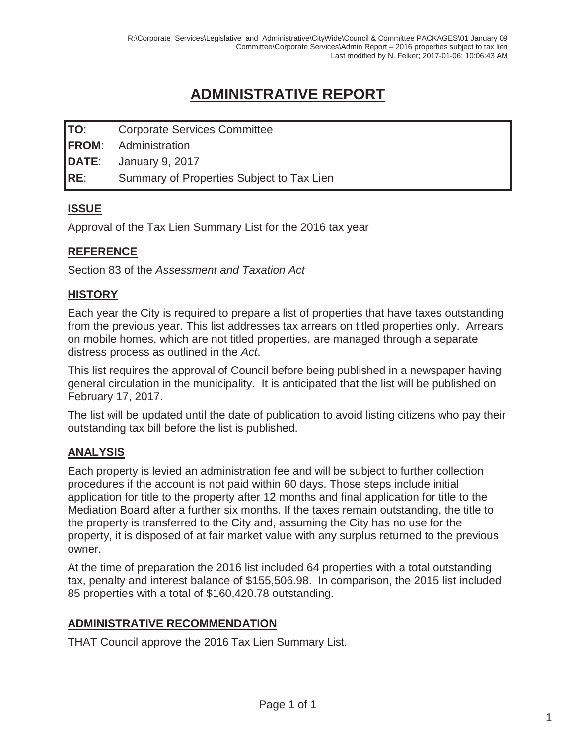# ADMINISTRATIVE REPORT

| | |
|---|---|
| **TO**: | Corporate Services Committee |
| **FROM**: | Administration |
| **DATE**: | January 9, 2017 |
| **RE**: | Summary of Properties Subject to Tax Lien |

## ISSUE

Approval of the Tax Lien Summary List for the 2016 tax year

## REFERENCE

Section 83 of the *Assessment and Taxation Act*

## HISTORY

Each year the City is required to prepare a list of properties that have taxes outstanding from the previous year. This list addresses tax arrears on titled properties only. Arrears on mobile homes, which are not titled properties, are managed through a separate distress process as outlined in the *Act*.

This list requires the approval of Council before being published in a newspaper having general circulation in the municipality. It is anticipated that the list will be published on February 17, 2017.

The list will be updated until the date of publication to avoid listing citizens who pay their outstanding tax bill before the list is published.

## ANALYSIS

Each property is levied an administration fee and will be subject to further collection procedures if the account is not paid within 60 days. Those steps include initial application for title to the property after 12 months and final application for title to the Mediation Board after a further six months. If the taxes remain outstanding, the title to the property is transferred to the City and, assuming the City has no use for the property, it is disposed of at fair market value with any surplus returned to the previous owner.

At the time of preparation the 2016 list included 64 properties with a total outstanding tax, penalty and interest balance of $155,506.98. In comparison, the 2015 list included 85 properties with a total of $160,420.78 outstanding.

## ADMINISTRATIVE RECOMMENDATION

THAT Council approve the 2016 Tax Lien Summary List.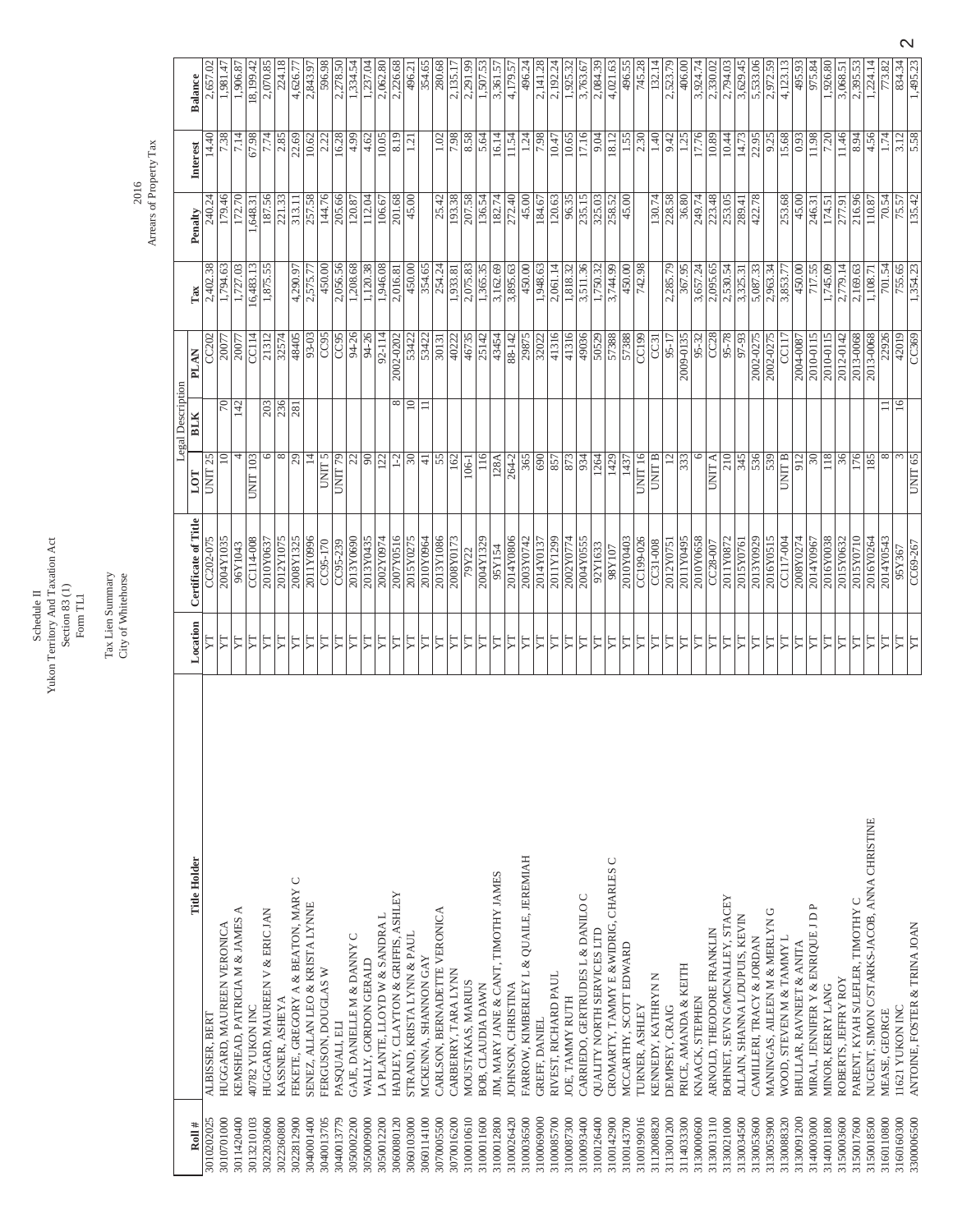Schedule II
Yukon Territory And Taxation Act
Section 83 (1)
Form TL1

Tax Lien Summary
City of Whitehorse

2016
Arrears of Property Tax

| Roll # | Title Holder | Location | Certificate of Title | Legal Description | | | Tax | Penalty | Interest | Balance |
|---|---|---|---|---|---|---|---|---|---|---|
| | | | | LOT | BLK | PLAN | | | | |
| 301020025 | ALBISSER, BERT | YT | CC202-075 | UNIT 25 | | CC202 | 2,402.38 | 240.24 | 14.40 | 2,657.02 |
| 301070100 | HUGGARD, MAUREEN VERONICA | YT | 2004Y1035 | 10 | 70 | 20077 | 1,794.63 | 179.46 | 7.38 | 1,981.47 |
| 301420400 | KEMSHEAD, PATRICIA M & JAMES A | YT | 96Y1043 | 4 | 142 | 20077 | 1,727.03 | 172.70 | 7.14 | 1,906.87 |
| 301321010З | 40782 YUKON INC | YT | CC114-008 | UNIT 103 | | CC114 | 16,483.13 | 1,648.31 | 67.98 | 18,199.42 |
| 302030600 | HUGGARD, MAUREEN V & ERIC JAN | YT | 2010Y0637 | 6 | 203 | 21312 | 1,875.55 | 187.56 | 7.74 | 2,070.85 |
| 302360800 | KASSNER, ASHEYA | YT | 2012Y1075 | 8 | 236 | 32574 | | 221.33 | 2.85 | 224.18 |
| 302812900 | FEKETE, GREGORY A & BEATON, MARY C | YT | 2008Y1325 | 29 | 281 | 48405 | 4,290.97 | 313.11 | 22.69 | 4,626.77 |
| 304001400 | SENEZ, ALLAN LEO & KRISTA LYNNE | YT | 2011Y0996 | 14 | | 93-03 | 2,575.77 | 257.58 | 10.62 | 2,843.97 |
| 304013705 | FERGUSON, DOUGLAS W | YT | CC95-170 | UNIT 5 | | CC95 | 450.00 | 144.76 | 2.22 | 596.98 |
| 304013779 | PASQUALI, ELI | YT | CC95-239 | UNIT 79 | | CC95 | 2,056.56 | 205.66 | 16.28 | 2,278.50 |
| 305002200 | GAJE, DANIELLE M & DANNY C | YT | 2013Y0690 | 22 | | 94-26 | 1,208.68 | 120.87 | 4.99 | 1,334.54 |
| 305009000 | WALLY, GORDON GERALD | YT | 2013Y0435 | 90 | | 94-26 | 1,120.38 | 112.04 | 4.62 | 1,237.04 |
| 305012200 | LA PLANTE, LLOYD W & SANDRA L | YT | 2002Y0974 | 122 | | 92-114 | 1,946.08 | 106.67 | 10.05 | 2,062.80 |
| 306008012O | HADLEY, CLAYTON & GRIFFIS, ASHLEY | YT | 2007Y0516 | 1-2 | 8 | 2002-0202 | 2,016.81 | 201.68 | 8.19 | 2,226.68 |
| 306010300 | STRAND, KRISTA LYNN & PAUL | YT | 2015Y0275 | 30 | 10 | 53422 | 450.00 | 45.00 | 1.21 | 496.21 |
| 306011410O | MCKENNA, SHANNON GAY | YT | 2010Y0964 | 41 | 11 | 53422 | 354.65 | | | 354.65 |
| 307005500 | CARLSON, BERNADETTE VERONICA | YT | 2013Y1086 | 55 | | 30131 | 254.24 | 25.42 | 1.02 | 280.68 |
| 307016200 | CARBERRY, TARA LYNN | YT | 2008Y0173 | 162 | | 40222 | 1,933.81 | 193.38 | 7.98 | 2,135.17 |
| 310010610 | MOUSTAKAS, MARIUS | YT | 79Y22 | 106-1 | | 46735 | 2,075.83 | 207.58 | 8.58 | 2,291.99 |
| 310011600 | BOB, CLAUDIA DAWN | YT | 2004Y1329 | 116 | | 25142 | 1,365.35 | 136.54 | 5.64 | 1,507.53 |
| 310012800 | JIM, MARY JANE & CANT, TIMOTHY JAMES | YT | 95Y154 | 128A | | 43454 | 3,162.69 | 182.74 | 16.14 | 3,361.57 |
| 310026420 | JOHNSON, CHRISTINA | YT | 2014Y0806 | 264-2 | | 88-142 | 3,895.63 | 272.40 | 11.54 | 4,179.57 |
| 310036500 | FARROW, KIMBERLEY L & QUAILE, JEREMIAH | YT | 2003Y0742 | 365 | | 29875 | 450.00 | 45.00 | 1.24 | 496.24 |
| 310069000 | GREFF, DANIEL | YT | 2014Y0137 | 690 | | 32022 | 1,948.63 | 184.67 | 7.98 | 2,141.28 |
| 310085700 | RIVEST, RICHARD PAUL | YT | 2011Y1299 | 857 | | 41316 | 2,061.14 | 120.63 | 10.47 | 2,192.24 |
| 310087300 | JOE, TAMMY RUTH | YT | 2002Y0774 | 873 | | 41316 | 1,818.32 | 96.35 | 10.65 | 1,925.32 |
| 310093400 | CARRIEDO, GERTRUDES L & DANILO C | YT | 2004Y0555 | 934 | | 49036 | 3,511.36 | 235.15 | 17.16 | 3,763.67 |
| 310126400 | QUALITY NORTH SERVICES LTD | YT | 92Y1633 | 1264 | | 50529 | 1,750.32 | 325.03 | 9.04 | 2,084.39 |
| 310142900 | CROMARTY, TAMMY E & WIDRIG, CHARLES C | YT | 98Y107 | 1429 | | 57388 | 3,744.99 | 258.52 | 18.12 | 4,021.63 |
| 310143700 | MCCARTHY, SCOTT EDWARD | YT | 2010Y0403 | 1437 | | 57388 | 450.00 | 45.00 | 1.55 | 496.55 |
| 310199016 | TURNER, ASHLEY | YT | CC199-026 | UNIT 16 | | CC199 | 742.98 | | 2.30 | 745.28 |
| 312008820 | KENNEDY, KATHRYN N | YT | CC31-008 | UNIT B | | CC31 | | 130.74 | 1.40 | 132.14 |
| 313001200 | DEMPSEY, CRAIG | YT | 2012Y0751 | 12 | | 95-17 | 2,285.79 | 228.58 | 9.42 | 2,523.79 |
| 311403330O | PRICE, AMANDA & KEITH | YT | 2011Y0495 | 333 | | 2009-0135 | 367.95 | 36.80 | 1.25 | 406.00 |
| 313000600 | KNAACK, STEPHEN | YT | 2010Y0658 | 6 | | 95-32 | 3,657.24 | 249.74 | 17.76 | 3,924.74 |
| 313013110 | ARNOLD, THEODORE FRANKLIN | YT | CC28-007 | UNIT A | | CC28 | 2,095.65 | 223.48 | 10.89 | 2,330.02 |
| 313021000 | BOHNET, SEVN G/MCNALLEY, STACEY | YT | 2011Y0872 | 210 | | 95-78 | 2,530.54 | 253.05 | 10.44 | 2,794.03 |
| 313034500 | ALLAIN, SHANNA L/DUPUIS, KEVIN | YT | 2015Y0761 | 345 | | 97-93 | 3,325.31 | 289.41 | 14.73 | 3,629.45 |
| 313053600 | CAMILLERI, TRACY & JORDAN | YT | 2013Y0929 | 536 | | 2002-0275 | 5,087.33 | 422.78 | 22.95 | 5,533.06 |
| 313053900 | MANINGAS, AILEEN M & MERLYN G | YT | 2016Y0515 | 539 | | 2002-0275 | 2,963.34 | | 9.25 | 2,972.59 |
| 313088320 | WOOD, STEVEN M & TAMMY L | YT | CC117-004 | UNIT B | | CC117 | 3,853.77 | 253.68 | 15.68 | 4,123.13 |
| 313091200 | BHULLAR, RAVNEET & ANITA | YT | 2008Y0274 | 912 | | 2004-0087 | 450.00 | 45.00 | 0.93 | 495.93 |
| 314003000 | MIRAL, JENNIFER Y & ENRIQUE J D P | YT | 2014Y0967 | 30 | | 2010-0115 | 717.55 | 246.31 | 11.98 | 975.84 |
| 314011800 | MINOR, KERRY LANG | YT | 2016Y0038 | 118 | | 2010-0115 | 1,745.09 | 174.51 | 7.20 | 1,926.80 |
| 315003600 | ROBERTS, JEFFRY ROY | YT | 2015Y0632 | 36 | | 2012-0142 | 2,779.14 | 277.91 | 11.46 | 3,068.51 |
| 315017600 | PARENT, KYAH S/LEFLER, TIMOTHY C | YT | 2015Y0710 | 176 | | 2013-0068 | 2,169.63 | 216.96 | 8.94 | 2,395.53 |
| 315018500 | NUGENT, SIMON C/STARKS-JACOB, ANNA CHRISTINE | YT | 2016Y0264 | 185 | | 2013-0068 | 1,108.71 | 110.87 | 4.56 | 1,224.14 |
| 316011080O | MEASE, GEORGE | YT | 2014Y0543 | 8 | 11 | 22926 | 701.54 | 70.54 | 1.74 | 773.82 |
| 316016030O | 11621 YUKON INC | YT | 95Y367 | 3 | 16 | 42019 | 755.65 | 75.57 | 3.12 | 834.34 |
| 330000650 | ANTOINE, FOSTER & TRINA JOAN | YT | CC69-267 | UNIT 65 | | CC369 | 1,354.23 | 135.42 | 5.58 | 1,495.23 |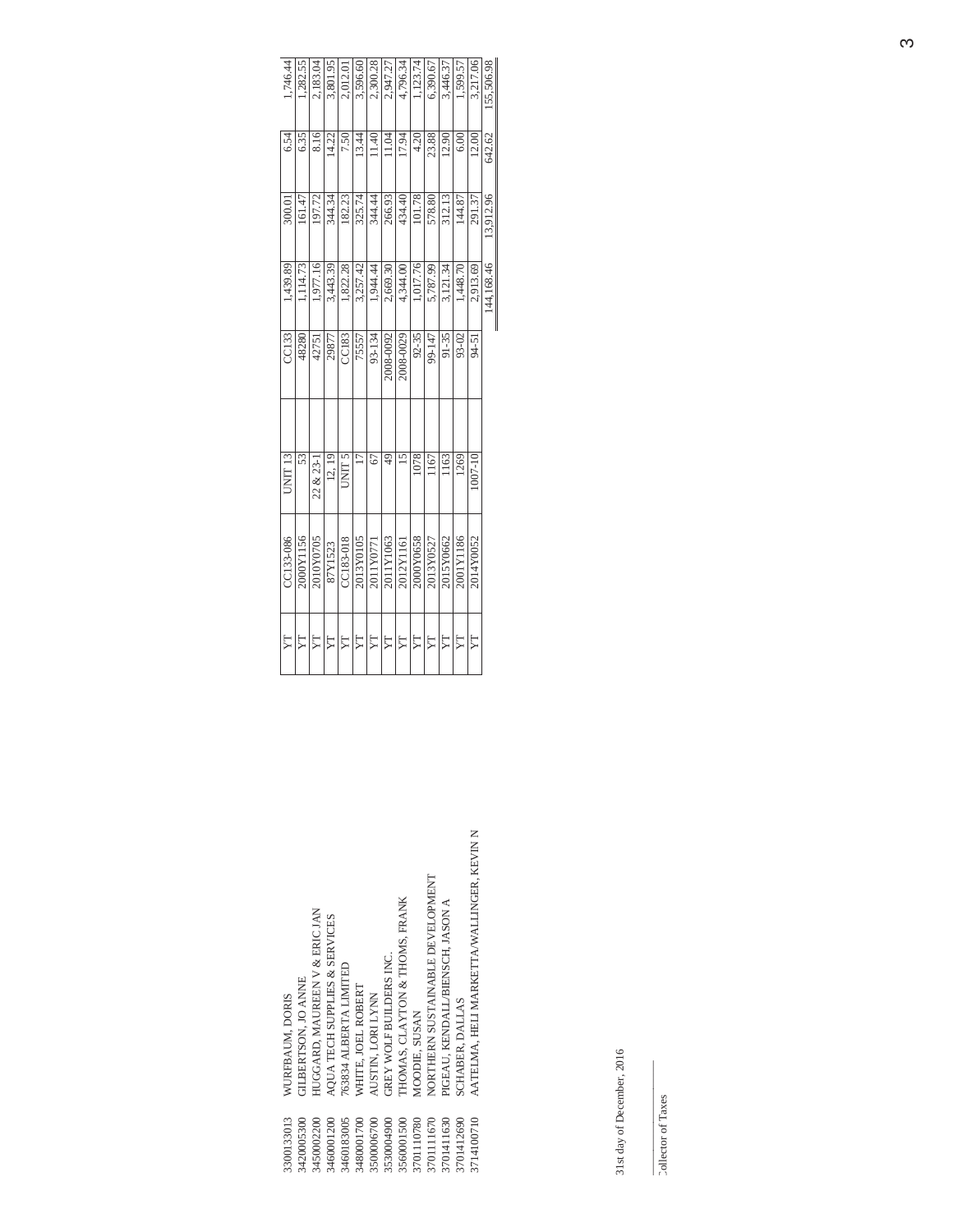| | | | | | | | | | | |
|---|---|---|---|---|---|---|---|---|---|---|
| 3300133013 | WURFBAUM, DORIS | YT | CC133-086 | UNIT 13 | | CC133 | 1,439.89 | 300.01 | 6.54 | 1,746.44 |
| 3420005300 | GILBERTSON, JO ANNE | YT | 2000Y1156 | 53 | | 48280 | 1,114.73 | 161.47 | 6.35 | 1,282.55 |
| 3450002200 | HUGGARD, MAUREEN V & ERIC JAN | YT | 2010Y0705 | 22 & 23-1 | | 42751 | 1,977.16 | 197.72 | 8.16 | 2,183.04 |
| 3460001200 | AQUA TECH SUPPLIES & SERVICES | YT | 87Y1523 | 12, 19 | | 29877 | 3,443.39 | 344.34 | 14.22 | 3,801.95 |
| 3460183005 | 763834 ALBERTA LIMITED | YT | CC183-018 | UNIT 5 | | CC183 | 1,822.28 | 182.23 | 7.50 | 2,012.01 |
| 3480001700 | WHITE, JOEL ROBERT | YT | 2013Y0105 | 17 | | 75557 | 3,257.42 | 325.74 | 13.44 | 3,596.60 |
| 3500006700 | AUSTIN, LORI LYNN | YT | 2011Y0771 | 67 | | 93-134 | 1,944.44 | 344.44 | 11.40 | 2,300.28 |
| 3530004900 | GREY WOLF BUILDERS INC. | YT | 2011Y1063 | 49 | | 2008-0092 | 2,669.30 | 266.93 | 11.04 | 2,947.27 |
| 3560001500 | THOMAS, CLAYTON & THOMS, FRANK | YT | 2012Y1161 | 15 | | 2008-0029 | 4,344.00 | 434.40 | 17.94 | 4,796.34 |
| 3701110780 | MOODIE, SUSAN | YT | 2000Y0658 | 1078 | | 92-35 | 1,017.76 | 101.78 | 4.20 | 1,123.74 |
| 3701111670 | NORTHERN SUSTAINABLE DEVELOPMENT | YT | 2013Y0527 | 1167 | | 99-147 | 5,787.99 | 578.80 | 23.88 | 6,390.67 |
| 3701411630 | PIGEAU, KENDALL/BIENSCH, JASON A | YT | 2015Y0662 | 1163 | | 91-35 | 3,121.34 | 312.13 | 12.90 | 3,446.37 |
| 3701412690 | SCHABER, DALLAS | YT | 2001Y1186 | 1269 | | 93-02 | 1,448.70 | 144.87 | 6.00 | 1,599.57 |
| 3714100710 | AATELMA, HELI MARKETTA/WALLINGER, KEVIN N | YT | 2014Y0052 | 1007-10 | | 94-51 | 2,913.69 | 291.37 | 12.00 | 3,217.06 |
| | | | | | | | 144,168.46 | 13,912.96 | 642.62 | 155,506.98 |

31st day of December, 2016

Collector of Taxes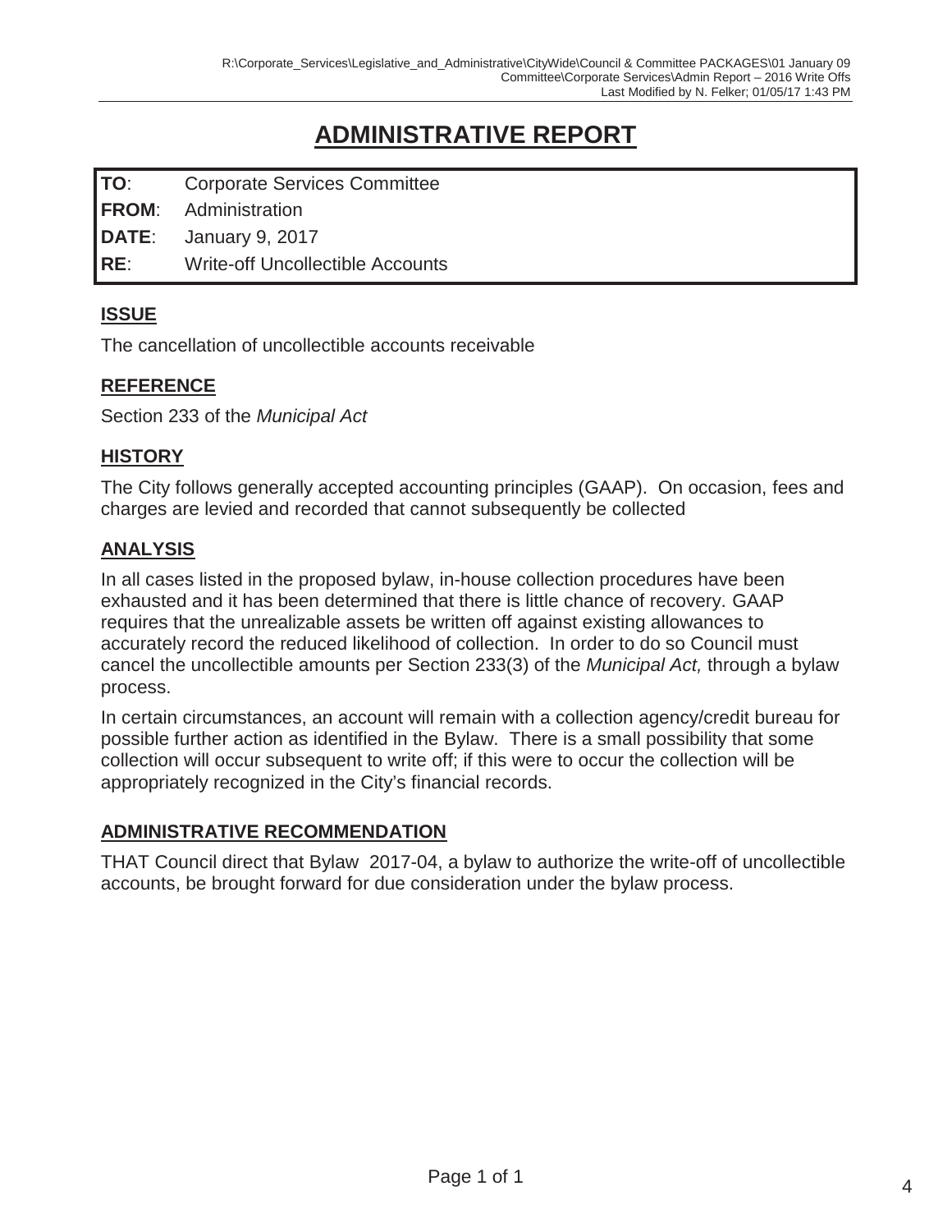# ADMINISTRATIVE REPORT

| | |
|---|---|
| **TO**: | Corporate Services Committee |
| **FROM**: | Administration |
| **DATE**: | January 9, 2017 |
| **RE**: | Write-off Uncollectible Accounts |

## ISSUE

The cancellation of uncollectible accounts receivable

## REFERENCE

Section 233 of the *Municipal Act*

## HISTORY

The City follows generally accepted accounting principles (GAAP). On occasion, fees and charges are levied and recorded that cannot subsequently be collected

## ANALYSIS

In all cases listed in the proposed bylaw, in-house collection procedures have been exhausted and it has been determined that there is little chance of recovery. GAAP requires that the unrealizable assets be written off against existing allowances to accurately record the reduced likelihood of collection. In order to do so Council must cancel the uncollectible amounts per Section 233(3) of the *Municipal Act,* through a bylaw process.

In certain circumstances, an account will remain with a collection agency/credit bureau for possible further action as identified in the Bylaw. There is a small possibility that some collection will occur subsequent to write off; if this were to occur the collection will be appropriately recognized in the City's financial records.

## ADMINISTRATIVE RECOMMENDATION

THAT Council direct that Bylaw 2017-04, a bylaw to authorize the write-off of uncollectible accounts, be brought forward for due consideration under the bylaw process.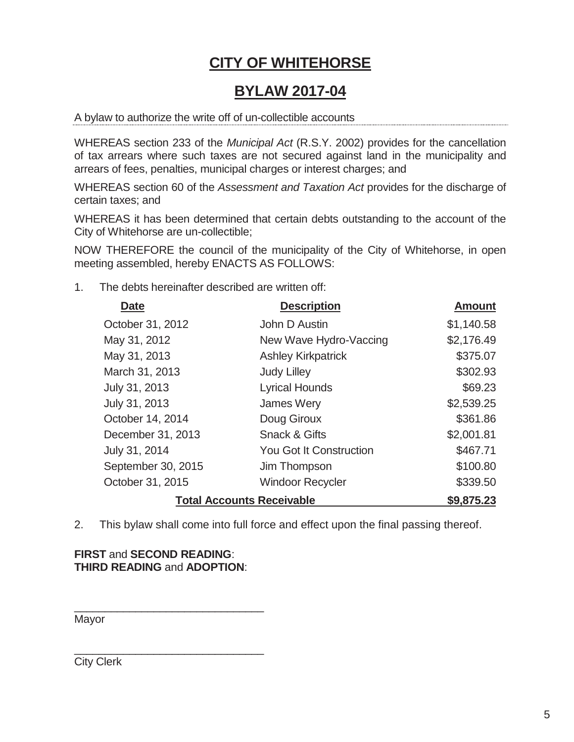# CITY OF WHITEHORSE

# BYLAW 2017-04

A bylaw to authorize the write off of un-collectible accounts

WHEREAS section 233 of the *Municipal Act* (R.S.Y. 2002) provides for the cancellation of tax arrears where such taxes are not secured against land in the municipality and arrears of fees, penalties, municipal charges or interest charges; and

WHEREAS section 60 of the *Assessment and Taxation Act* provides for the discharge of certain taxes; and

WHEREAS it has been determined that certain debts outstanding to the account of the City of Whitehorse are un-collectible;

NOW THEREFORE the council of the municipality of the City of Whitehorse, in open meeting assembled, hereby ENACTS AS FOLLOWS:

1. The debts hereinafter described are written off:

| Date | Description | Amount |
|---|---|---|
| October 31, 2012 | John D Austin | $1,140.58 |
| May 31, 2012 | New Wave Hydro-Vaccing | $2,176.49 |
| May 31, 2013 | Ashley Kirkpatrick | $375.07 |
| March 31, 2013 | Judy Lilley | $302.93 |
| July 31, 2013 | Lyrical Hounds | $69.23 |
| July 31, 2013 | James Wery | $2,539.25 |
| October 14, 2014 | Doug Giroux | $361.86 |
| December 31, 2013 | Snack & Gifts | $2,001.81 |
| July 31, 2014 | You Got It Construction | $467.71 |
| September 30, 2015 | Jim Thompson | $100.80 |
| October 31, 2015 | Windoor Recycler | $339.50 |
| | **Total Accounts Receivable** | **$9,875.23** |

2. This bylaw shall come into full force and effect upon the final passing thereof.

**FIRST** and **SECOND READING**:
**THIRD READING** and **ADOPTION**:

\_\_\_\_\_\_\_\_\_\_\_\_\_\_\_\_\_\_\_\_\_\_\_\_\_\_\_\_\_\_
Mayor

\_\_\_\_\_\_\_\_\_\_\_\_\_\_\_\_\_\_\_\_\_\_\_\_\_\_\_\_\_\_
City Clerk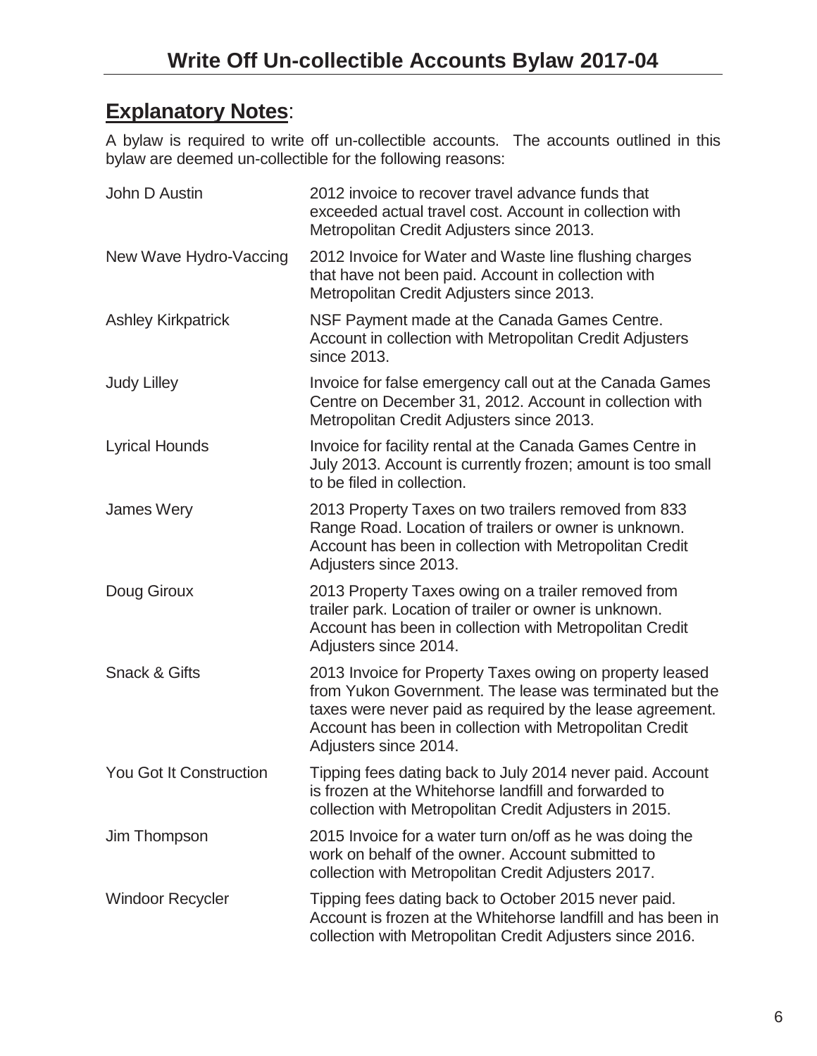# Write Off Un-collectible Accounts Bylaw 2017-04

## Explanatory Notes:

A bylaw is required to write off un-collectible accounts. The accounts outlined in this bylaw are deemed un-collectible for the following reasons:

| | |
|---|---|
| John D Austin | 2012 invoice to recover travel advance funds that exceeded actual travel cost. Account in collection with Metropolitan Credit Adjusters since 2013. |
| New Wave Hydro-Vaccing | 2012 Invoice for Water and Waste line flushing charges that have not been paid. Account in collection with Metropolitan Credit Adjusters since 2013. |
| Ashley Kirkpatrick | NSF Payment made at the Canada Games Centre. Account in collection with Metropolitan Credit Adjusters since 2013. |
| Judy Lilley | Invoice for false emergency call out at the Canada Games Centre on December 31, 2012. Account in collection with Metropolitan Credit Adjusters since 2013. |
| Lyrical Hounds | Invoice for facility rental at the Canada Games Centre in July 2013. Account is currently frozen; amount is too small to be filed in collection. |
| James Wery | 2013 Property Taxes on two trailers removed from 833 Range Road. Location of trailers or owner is unknown. Account has been in collection with Metropolitan Credit Adjusters since 2013. |
| Doug Giroux | 2013 Property Taxes owing on a trailer removed from trailer park. Location of trailer or owner is unknown. Account has been in collection with Metropolitan Credit Adjusters since 2014. |
| Snack & Gifts | 2013 Invoice for Property Taxes owing on property leased from Yukon Government. The lease was terminated but the taxes were never paid as required by the lease agreement. Account has been in collection with Metropolitan Credit Adjusters since 2014. |
| You Got It Construction | Tipping fees dating back to July 2014 never paid. Account is frozen at the Whitehorse landfill and forwarded to collection with Metropolitan Credit Adjusters in 2015. |
| Jim Thompson | 2015 Invoice for a water turn on/off as he was doing the work on behalf of the owner. Account submitted to collection with Metropolitan Credit Adjusters 2017. |
| Windoor Recycler | Tipping fees dating back to October 2015 never paid. Account is frozen at the Whitehorse landfill and has been in collection with Metropolitan Credit Adjusters since 2016. |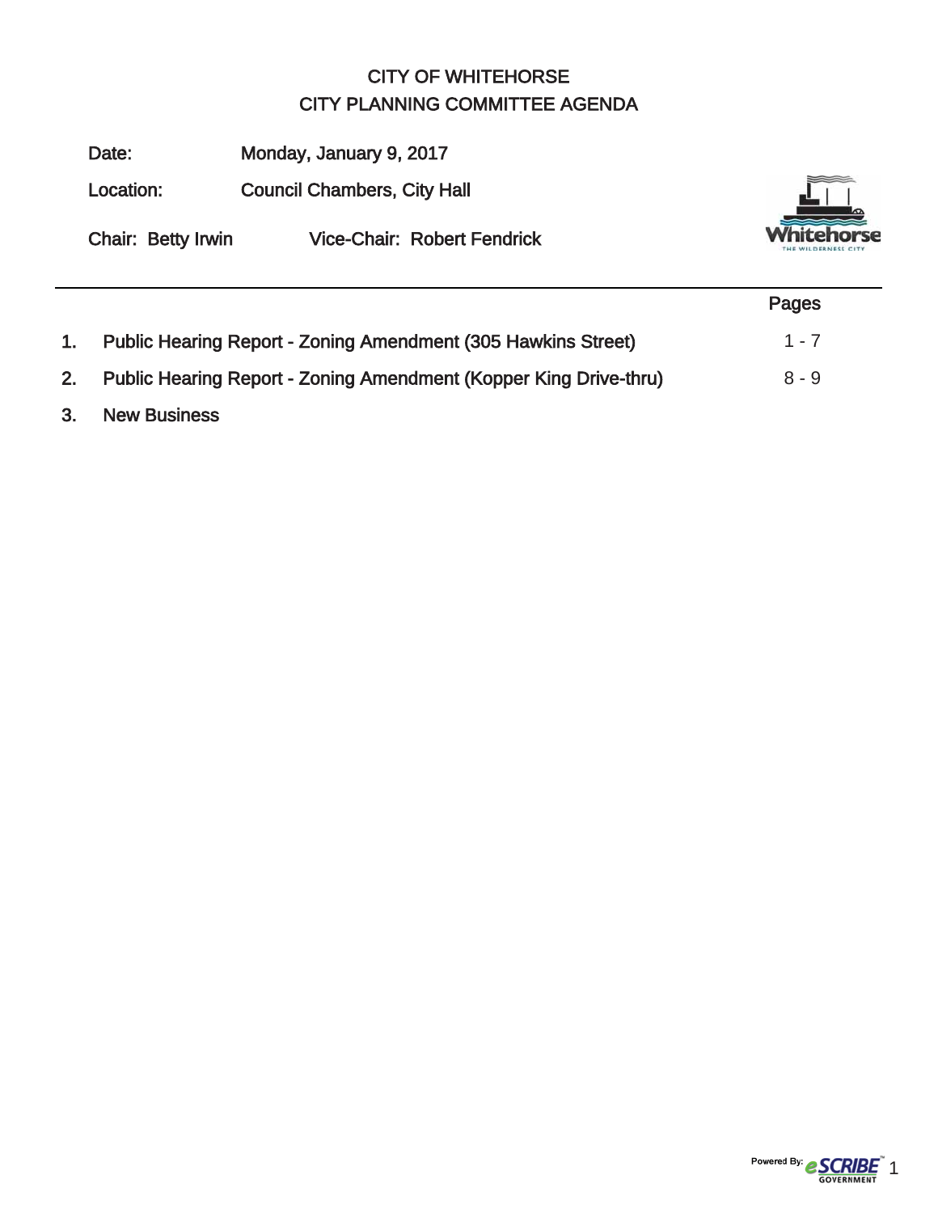# CITY OF WHITEHORSE
## CITY PLANNING COMMITTEE AGENDA

**Date:** Monday, January 9, 2017

**Location:** Council Chambers, City Hall

**Chair:** Betty Irwin **Vice-Chair:** Robert Fendrick

| | | Pages |
|---|---|---|
| 1. | Public Hearing Report - Zoning Amendment (305 Hawkins Street) | 1 - 7 |
| 2. | Public Hearing Report - Zoning Amendment (Kopper King Drive-thru) | 8 - 9 |
| 3. | New Business | |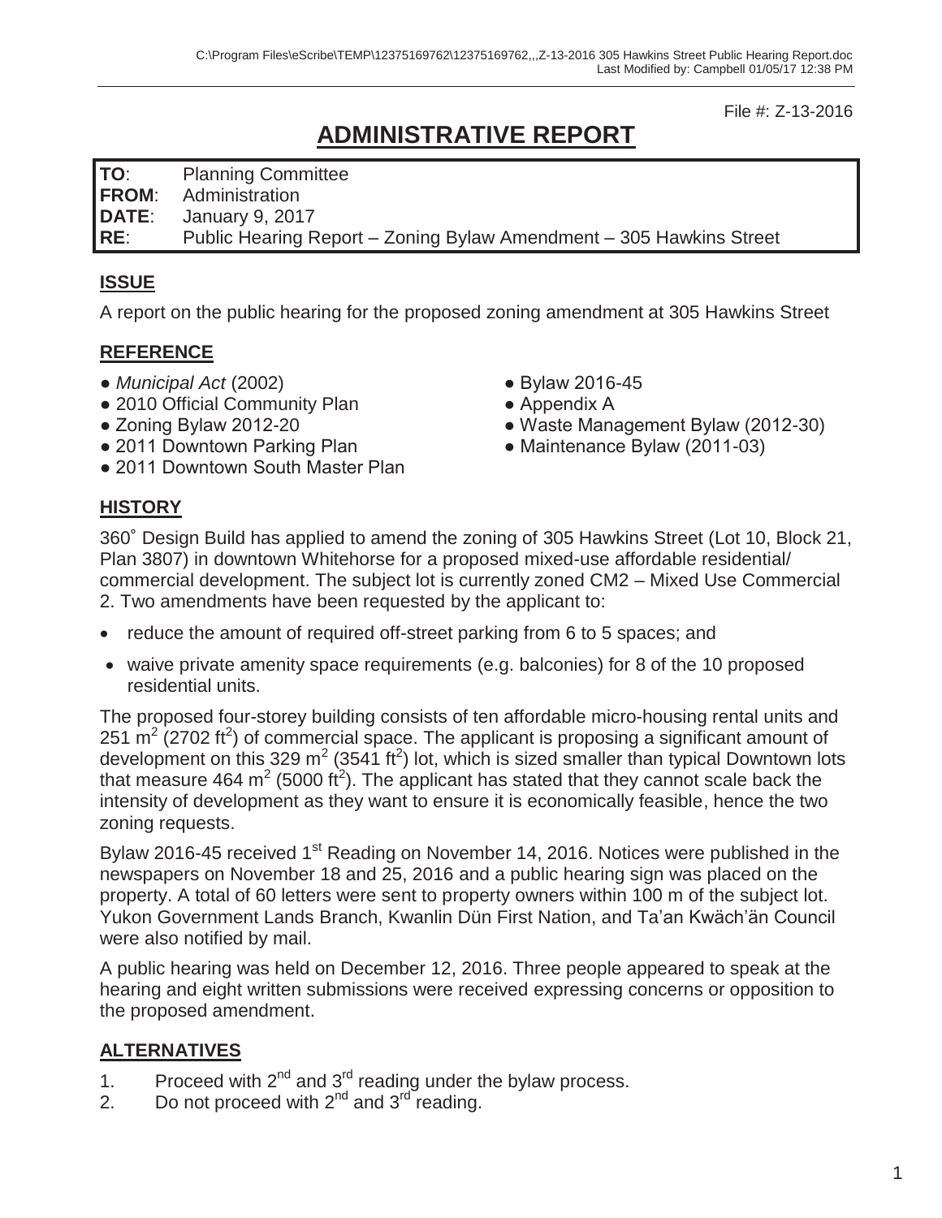File #: Z-13-2016

# ADMINISTRATIVE REPORT

| | |
|---|---|
| **TO**: | Planning Committee |
| **FROM**: | Administration |
| **DATE**: | January 9, 2017 |
| **RE**: | Public Hearing Report – Zoning Bylaw Amendment – 305 Hawkins Street |

## ISSUE

A report on the public hearing for the proposed zoning amendment at 305 Hawkins Street

## REFERENCE

- *Municipal Act* (2002)
- 2010 Official Community Plan
- Zoning Bylaw 2012-20
- 2011 Downtown Parking Plan
- 2011 Downtown South Master Plan
- Bylaw 2016-45
- Appendix A
- Waste Management Bylaw (2012-30)
- Maintenance Bylaw (2011-03)

## HISTORY

360˚ Design Build has applied to amend the zoning of 305 Hawkins Street (Lot 10, Block 21, Plan 3807) in downtown Whitehorse for a proposed mixed-use affordable residential/ commercial development. The subject lot is currently zoned CM2 – Mixed Use Commercial 2. Two amendments have been requested by the applicant to:

- reduce the amount of required off-street parking from 6 to 5 spaces; and
- waive private amenity space requirements (e.g. balconies) for 8 of the 10 proposed residential units.

The proposed four-storey building consists of ten affordable micro-housing rental units and 251 $m^2$ (2702 $ft^2$) of commercial space. The applicant is proposing a significant amount of development on this 329 $m^2$ (3541 $ft^2$) lot, which is sized smaller than typical Downtown lots that measure 464 $m^2$ (5000 $ft^2$). The applicant has stated that they cannot scale back the intensity of development as they want to ensure it is economically feasible, hence the two zoning requests.

Bylaw 2016-45 received 1st Reading on November 14, 2016. Notices were published in the newspapers on November 18 and 25, 2016 and a public hearing sign was placed on the property. A total of 60 letters were sent to property owners within 100 m of the subject lot. Yukon Government Lands Branch, Kwanlin Dün First Nation, and Ta'an Kwäch'än Council were also notified by mail.

A public hearing was held on December 12, 2016. Three people appeared to speak at the hearing and eight written submissions were received expressing concerns or opposition to the proposed amendment.

## ALTERNATIVES

1. Proceed with 2nd and 3rd reading under the bylaw process.
2. Do not proceed with 2nd and 3rd reading.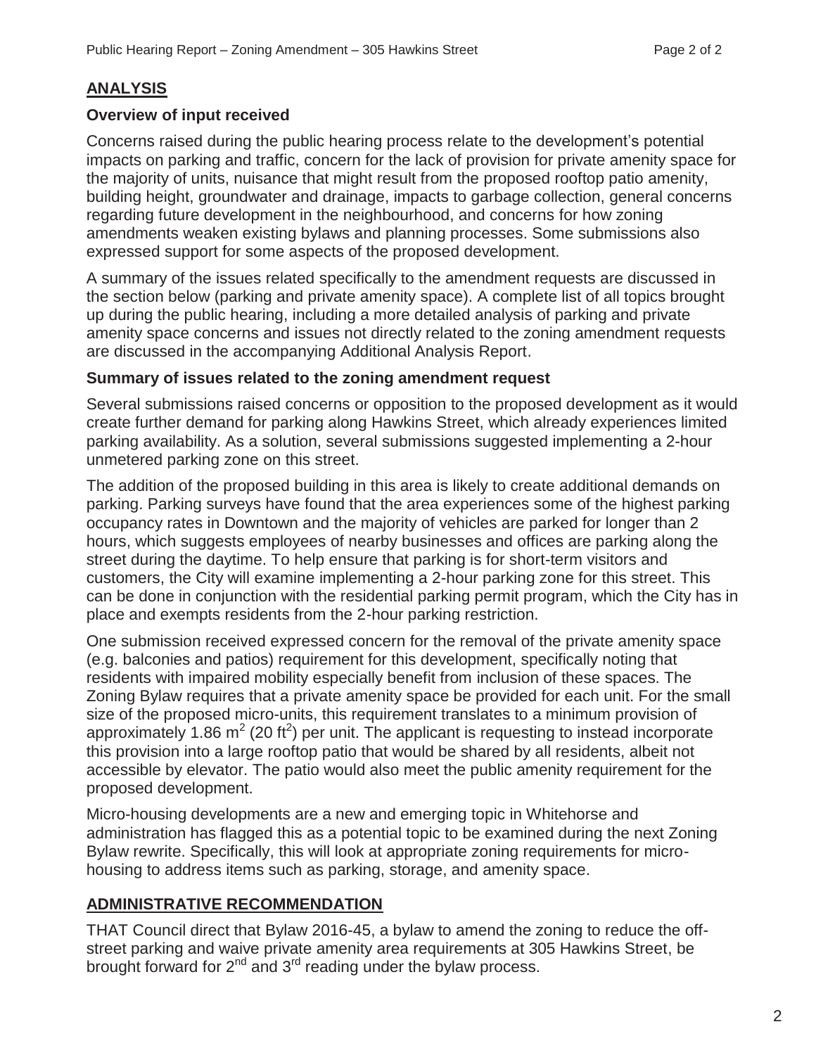## ANALYSIS

### Overview of input received

Concerns raised during the public hearing process relate to the development's potential impacts on parking and traffic, concern for the lack of provision for private amenity space for the majority of units, nuisance that might result from the proposed rooftop patio amenity, building height, groundwater and drainage, impacts to garbage collection, general concerns regarding future development in the neighbourhood, and concerns for how zoning amendments weaken existing bylaws and planning processes. Some submissions also expressed support for some aspects of the proposed development.

A summary of the issues related specifically to the amendment requests are discussed in the section below (parking and private amenity space). A complete list of all topics brought up during the public hearing, including a more detailed analysis of parking and private amenity space concerns and issues not directly related to the zoning amendment requests are discussed in the accompanying Additional Analysis Report.

### Summary of issues related to the zoning amendment request

Several submissions raised concerns or opposition to the proposed development as it would create further demand for parking along Hawkins Street, which already experiences limited parking availability. As a solution, several submissions suggested implementing a 2-hour unmetered parking zone on this street.

The addition of the proposed building in this area is likely to create additional demands on parking. Parking surveys have found that the area experiences some of the highest parking occupancy rates in Downtown and the majority of vehicles are parked for longer than 2 hours, which suggests employees of nearby businesses and offices are parking along the street during the daytime. To help ensure that parking is for short-term visitors and customers, the City will examine implementing a 2-hour parking zone for this street. This can be done in conjunction with the residential parking permit program, which the City has in place and exempts residents from the 2-hour parking restriction.

One submission received expressed concern for the removal of the private amenity space (e.g. balconies and patios) requirement for this development, specifically noting that residents with impaired mobility especially benefit from inclusion of these spaces. The Zoning Bylaw requires that a private amenity space be provided for each unit. For the small size of the proposed micro-units, this requirement translates to a minimum provision of approximately 1.86 $m^2$ (20 $ft^2$) per unit. The applicant is requesting to instead incorporate this provision into a large rooftop patio that would be shared by all residents, albeit not accessible by elevator. The patio would also meet the public amenity requirement for the proposed development.

Micro-housing developments are a new and emerging topic in Whitehorse and administration has flagged this as a potential topic to be examined during the next Zoning Bylaw rewrite. Specifically, this will look at appropriate zoning requirements for micro-housing to address items such as parking, storage, and amenity space.

## ADMINISTRATIVE RECOMMENDATION

THAT Council direct that Bylaw 2016-45, a bylaw to amend the zoning to reduce the off-street parking and waive private amenity area requirements at 305 Hawkins Street, be brought forward for 2nd and 3rd reading under the bylaw process.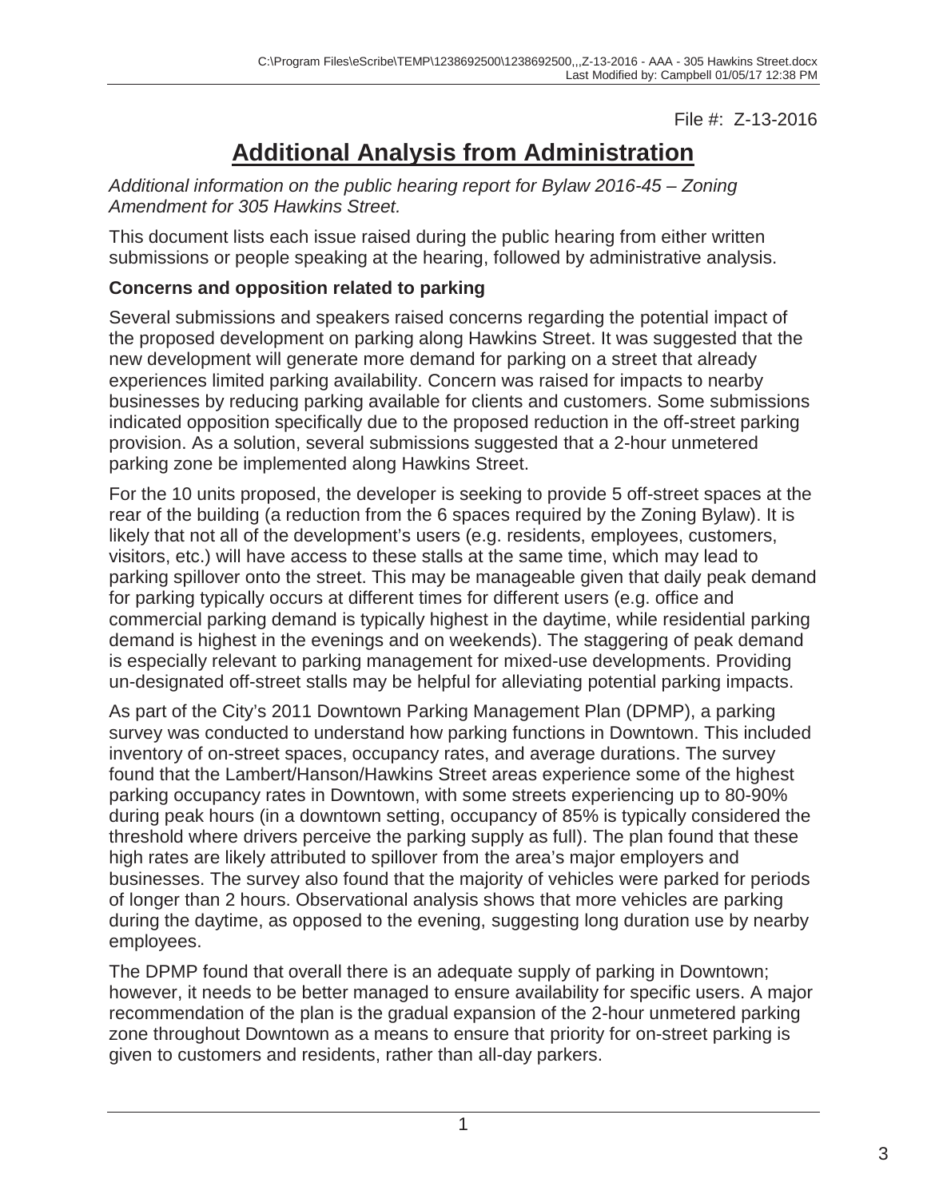File #: Z-13-2016

# Additional Analysis from Administration

*Additional information on the public hearing report for Bylaw 2016-45 – Zoning Amendment for 305 Hawkins Street.*

This document lists each issue raised during the public hearing from either written submissions or people speaking at the hearing, followed by administrative analysis.

### Concerns and opposition related to parking

Several submissions and speakers raised concerns regarding the potential impact of the proposed development on parking along Hawkins Street. It was suggested that the new development will generate more demand for parking on a street that already experiences limited parking availability. Concern was raised for impacts to nearby businesses by reducing parking available for clients and customers. Some submissions indicated opposition specifically due to the proposed reduction in the off-street parking provision. As a solution, several submissions suggested that a 2-hour unmetered parking zone be implemented along Hawkins Street.

For the 10 units proposed, the developer is seeking to provide 5 off-street spaces at the rear of the building (a reduction from the 6 spaces required by the Zoning Bylaw). It is likely that not all of the development's users (e.g. residents, employees, customers, visitors, etc.) will have access to these stalls at the same time, which may lead to parking spillover onto the street. This may be manageable given that daily peak demand for parking typically occurs at different times for different users (e.g. office and commercial parking demand is typically highest in the daytime, while residential parking demand is highest in the evenings and on weekends). The staggering of peak demand is especially relevant to parking management for mixed-use developments. Providing un-designated off-street stalls may be helpful for alleviating potential parking impacts.

As part of the City's 2011 Downtown Parking Management Plan (DPMP), a parking survey was conducted to understand how parking functions in Downtown. This included inventory of on-street spaces, occupancy rates, and average durations. The survey found that the Lambert/Hanson/Hawkins Street areas experience some of the highest parking occupancy rates in Downtown, with some streets experiencing up to 80-90% during peak hours (in a downtown setting, occupancy of 85% is typically considered the threshold where drivers perceive the parking supply as full). The plan found that these high rates are likely attributed to spillover from the area's major employers and businesses. The survey also found that the majority of vehicles were parked for periods of longer than 2 hours. Observational analysis shows that more vehicles are parking during the daytime, as opposed to the evening, suggesting long duration use by nearby employees.

The DPMP found that overall there is an adequate supply of parking in Downtown; however, it needs to be better managed to ensure availability for specific users. A major recommendation of the plan is the gradual expansion of the 2-hour unmetered parking zone throughout Downtown as a means to ensure that priority for on-street parking is given to customers and residents, rather than all-day parkers.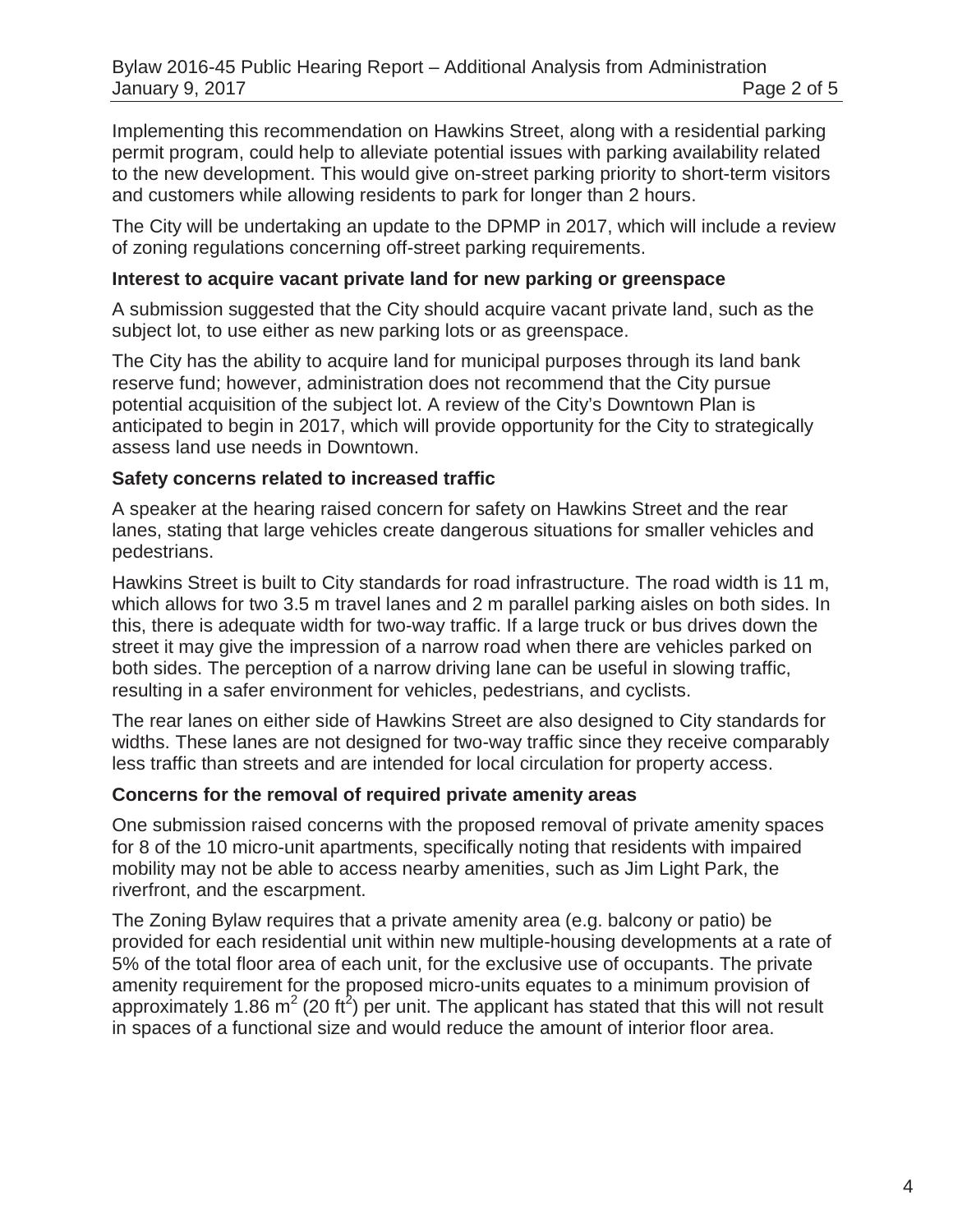Implementing this recommendation on Hawkins Street, along with a residential parking permit program, could help to alleviate potential issues with parking availability related to the new development. This would give on-street parking priority to short-term visitors and customers while allowing residents to park for longer than 2 hours.

The City will be undertaking an update to the DPMP in 2017, which will include a review of zoning regulations concerning off-street parking requirements.

**Interest to acquire vacant private land for new parking or greenspace**

A submission suggested that the City should acquire vacant private land, such as the subject lot, to use either as new parking lots or as greenspace.

The City has the ability to acquire land for municipal purposes through its land bank reserve fund; however, administration does not recommend that the City pursue potential acquisition of the subject lot. A review of the City's Downtown Plan is anticipated to begin in 2017, which will provide opportunity for the City to strategically assess land use needs in Downtown.

**Safety concerns related to increased traffic**

A speaker at the hearing raised concern for safety on Hawkins Street and the rear lanes, stating that large vehicles create dangerous situations for smaller vehicles and pedestrians.

Hawkins Street is built to City standards for road infrastructure. The road width is 11 m, which allows for two 3.5 m travel lanes and 2 m parallel parking aisles on both sides. In this, there is adequate width for two-way traffic. If a large truck or bus drives down the street it may give the impression of a narrow road when there are vehicles parked on both sides. The perception of a narrow driving lane can be useful in slowing traffic, resulting in a safer environment for vehicles, pedestrians, and cyclists.

The rear lanes on either side of Hawkins Street are also designed to City standards for widths. These lanes are not designed for two-way traffic since they receive comparably less traffic than streets and are intended for local circulation for property access.

**Concerns for the removal of required private amenity areas**

One submission raised concerns with the proposed removal of private amenity spaces for 8 of the 10 micro-unit apartments, specifically noting that residents with impaired mobility may not be able to access nearby amenities, such as Jim Light Park, the riverfront, and the escarpment.

The Zoning Bylaw requires that a private amenity area (e.g. balcony or patio) be provided for each residential unit within new multiple-housing developments at a rate of 5% of the total floor area of each unit, for the exclusive use of occupants. The private amenity requirement for the proposed micro-units equates to a minimum provision of approximately 1.86 $m^2$ (20 $ft^2$) per unit. The applicant has stated that this will not result in spaces of a functional size and would reduce the amount of interior floor area.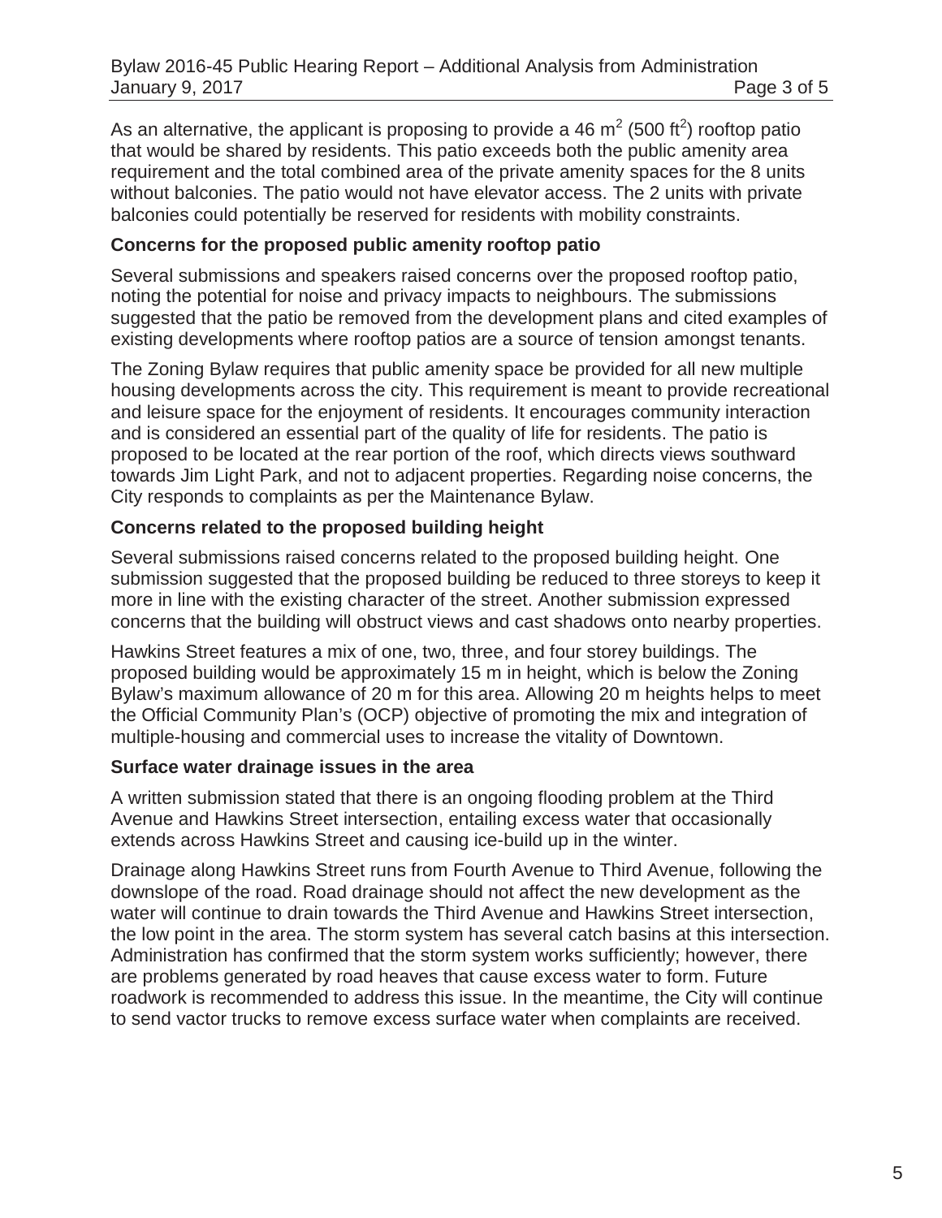As an alternative, the applicant is proposing to provide a 46 $m^2$ (500 $ft^2$) rooftop patio that would be shared by residents. This patio exceeds both the public amenity area requirement and the total combined area of the private amenity spaces for the 8 units without balconies. The patio would not have elevator access. The 2 units with private balconies could potentially be reserved for residents with mobility constraints.

**Concerns for the proposed public amenity rooftop patio**

Several submissions and speakers raised concerns over the proposed rooftop patio, noting the potential for noise and privacy impacts to neighbours. The submissions suggested that the patio be removed from the development plans and cited examples of existing developments where rooftop patios are a source of tension amongst tenants.

The Zoning Bylaw requires that public amenity space be provided for all new multiple housing developments across the city. This requirement is meant to provide recreational and leisure space for the enjoyment of residents. It encourages community interaction and is considered an essential part of the quality of life for residents. The patio is proposed to be located at the rear portion of the roof, which directs views southward towards Jim Light Park, and not to adjacent properties. Regarding noise concerns, the City responds to complaints as per the Maintenance Bylaw.

**Concerns related to the proposed building height**

Several submissions raised concerns related to the proposed building height. One submission suggested that the proposed building be reduced to three storeys to keep it more in line with the existing character of the street. Another submission expressed concerns that the building will obstruct views and cast shadows onto nearby properties.

Hawkins Street features a mix of one, two, three, and four storey buildings. The proposed building would be approximately 15 m in height, which is below the Zoning Bylaw's maximum allowance of 20 m for this area. Allowing 20 m heights helps to meet the Official Community Plan's (OCP) objective of promoting the mix and integration of multiple-housing and commercial uses to increase the vitality of Downtown.

**Surface water drainage issues in the area**

A written submission stated that there is an ongoing flooding problem at the Third Avenue and Hawkins Street intersection, entailing excess water that occasionally extends across Hawkins Street and causing ice-build up in the winter.

Drainage along Hawkins Street runs from Fourth Avenue to Third Avenue, following the downslope of the road. Road drainage should not affect the new development as the water will continue to drain towards the Third Avenue and Hawkins Street intersection, the low point in the area. The storm system has several catch basins at this intersection. Administration has confirmed that the storm system works sufficiently; however, there are problems generated by road heaves that cause excess water to form. Future roadwork is recommended to address this issue. In the meantime, the City will continue to send vactor trucks to remove excess surface water when complaints are received.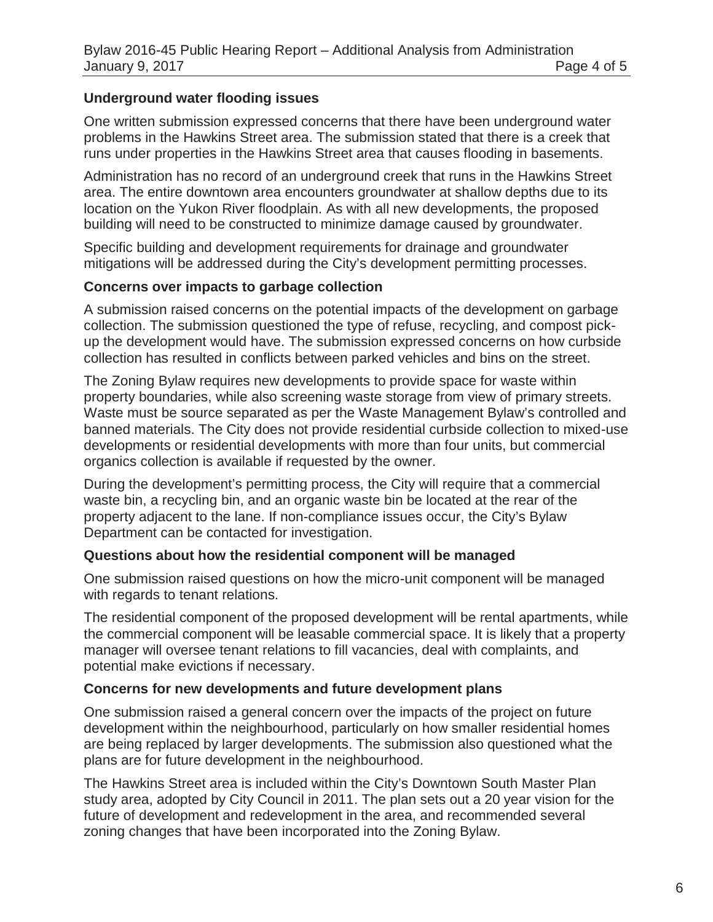### Underground water flooding issues

One written submission expressed concerns that there have been underground water problems in the Hawkins Street area. The submission stated that there is a creek that runs under properties in the Hawkins Street area that causes flooding in basements.

Administration has no record of an underground creek that runs in the Hawkins Street area. The entire downtown area encounters groundwater at shallow depths due to its location on the Yukon River floodplain. As with all new developments, the proposed building will need to be constructed to minimize damage caused by groundwater.

Specific building and development requirements for drainage and groundwater mitigations will be addressed during the City's development permitting processes.

### Concerns over impacts to garbage collection

A submission raised concerns on the potential impacts of the development on garbage collection. The submission questioned the type of refuse, recycling, and compost pick-up the development would have. The submission expressed concerns on how curbside collection has resulted in conflicts between parked vehicles and bins on the street.

The Zoning Bylaw requires new developments to provide space for waste within property boundaries, while also screening waste storage from view of primary streets. Waste must be source separated as per the Waste Management Bylaw's controlled and banned materials. The City does not provide residential curbside collection to mixed-use developments or residential developments with more than four units, but commercial organics collection is available if requested by the owner.

During the development's permitting process, the City will require that a commercial waste bin, a recycling bin, and an organic waste bin be located at the rear of the property adjacent to the lane. If non-compliance issues occur, the City's Bylaw Department can be contacted for investigation.

### Questions about how the residential component will be managed

One submission raised questions on how the micro-unit component will be managed with regards to tenant relations.

The residential component of the proposed development will be rental apartments, while the commercial component will be leasable commercial space. It is likely that a property manager will oversee tenant relations to fill vacancies, deal with complaints, and potential make evictions if necessary.

### Concerns for new developments and future development plans

One submission raised a general concern over the impacts of the project on future development within the neighbourhood, particularly on how smaller residential homes are being replaced by larger developments. The submission also questioned what the plans are for future development in the neighbourhood.

The Hawkins Street area is included within the City's Downtown South Master Plan study area, adopted by City Council in 2011. The plan sets out a 20 year vision for the future of development and redevelopment in the area, and recommended several zoning changes that have been incorporated into the Zoning Bylaw.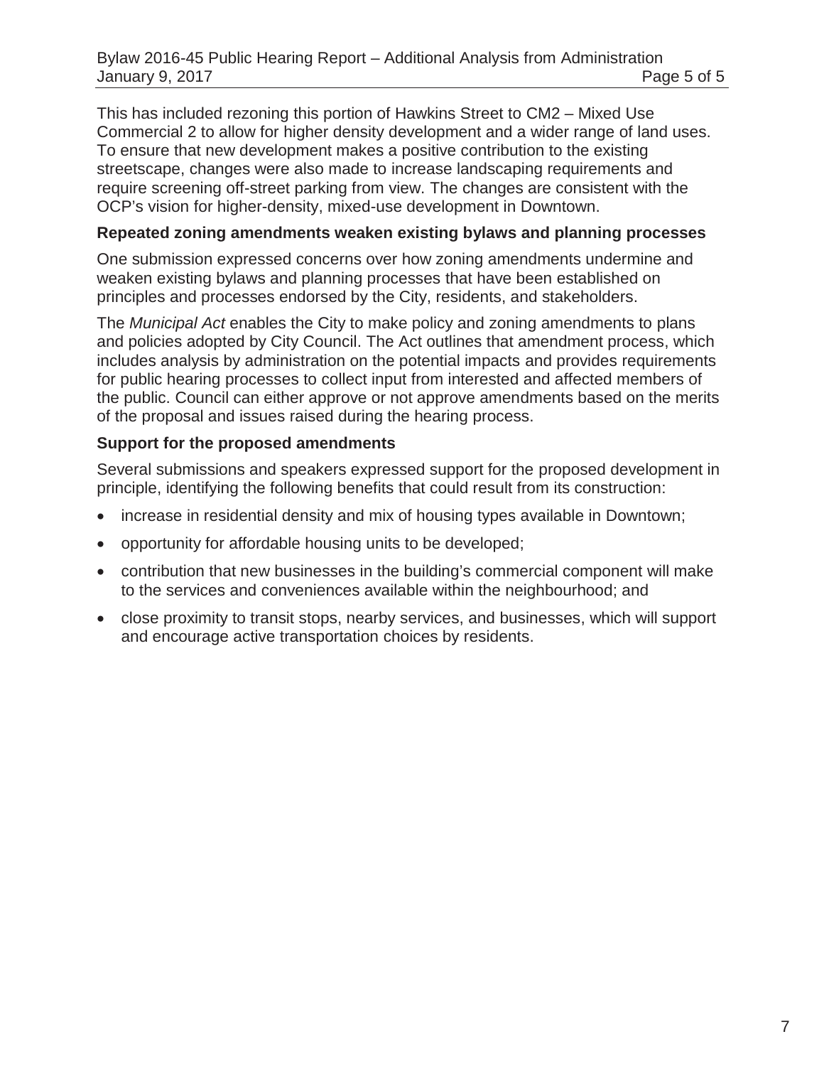This has included rezoning this portion of Hawkins Street to CM2 – Mixed Use Commercial 2 to allow for higher density development and a wider range of land uses. To ensure that new development makes a positive contribution to the existing streetscape, changes were also made to increase landscaping requirements and require screening off-street parking from view. The changes are consistent with the OCP's vision for higher-density, mixed-use development in Downtown.

**Repeated zoning amendments weaken existing bylaws and planning processes**

One submission expressed concerns over how zoning amendments undermine and weaken existing bylaws and planning processes that have been established on principles and processes endorsed by the City, residents, and stakeholders.

The *Municipal Act* enables the City to make policy and zoning amendments to plans and policies adopted by City Council. The Act outlines that amendment process, which includes analysis by administration on the potential impacts and provides requirements for public hearing processes to collect input from interested and affected members of the public. Council can either approve or not approve amendments based on the merits of the proposal and issues raised during the hearing process.

**Support for the proposed amendments**

Several submissions and speakers expressed support for the proposed development in principle, identifying the following benefits that could result from its construction:

- increase in residential density and mix of housing types available in Downtown;
- opportunity for affordable housing units to be developed;
- contribution that new businesses in the building's commercial component will make to the services and conveniences available within the neighbourhood; and
- close proximity to transit stops, nearby services, and businesses, which will support and encourage active transportation choices by residents.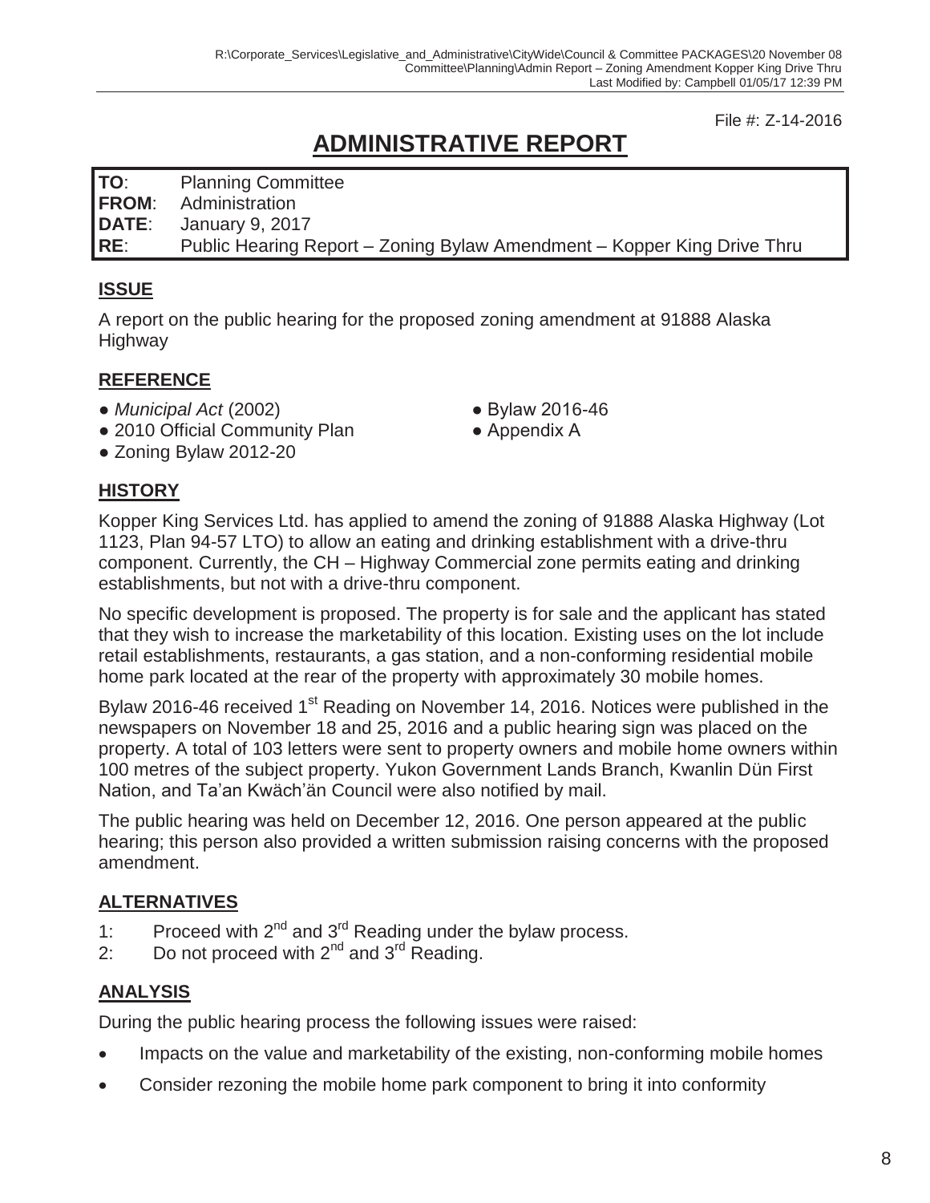File #: Z-14-2016

# ADMINISTRATIVE REPORT

| | |
|---|---|
| **TO**: | Planning Committee |
| **FROM**: | Administration |
| **DATE**: | January 9, 2017 |
| **RE**: | Public Hearing Report – Zoning Bylaw Amendment – Kopper King Drive Thru |

## ISSUE

A report on the public hearing for the proposed zoning amendment at 91888 Alaska Highway

## REFERENCE

- *Municipal Act* (2002)
- 2010 Official Community Plan
- Zoning Bylaw 2012-20
- Bylaw 2016-46
- Appendix A

## HISTORY

Kopper King Services Ltd. has applied to amend the zoning of 91888 Alaska Highway (Lot 1123, Plan 94-57 LTO) to allow an eating and drinking establishment with a drive-thru component. Currently, the CH – Highway Commercial zone permits eating and drinking establishments, but not with a drive-thru component.

No specific development is proposed. The property is for sale and the applicant has stated that they wish to increase the marketability of this location. Existing uses on the lot include retail establishments, restaurants, a gas station, and a non-conforming residential mobile home park located at the rear of the property with approximately 30 mobile homes.

Bylaw 2016-46 received 1st Reading on November 14, 2016. Notices were published in the newspapers on November 18 and 25, 2016 and a public hearing sign was placed on the property. A total of 103 letters were sent to property owners and mobile home owners within 100 metres of the subject property. Yukon Government Lands Branch, Kwanlin Dün First Nation, and Ta'an Kwäch'än Council were also notified by mail.

The public hearing was held on December 12, 2016. One person appeared at the public hearing; this person also provided a written submission raising concerns with the proposed amendment.

## ALTERNATIVES

1: Proceed with 2nd and 3rd Reading under the bylaw process.
2: Do not proceed with 2nd and 3rd Reading.

## ANALYSIS

During the public hearing process the following issues were raised:

- Impacts on the value and marketability of the existing, non-conforming mobile homes
- Consider rezoning the mobile home park component to bring it into conformity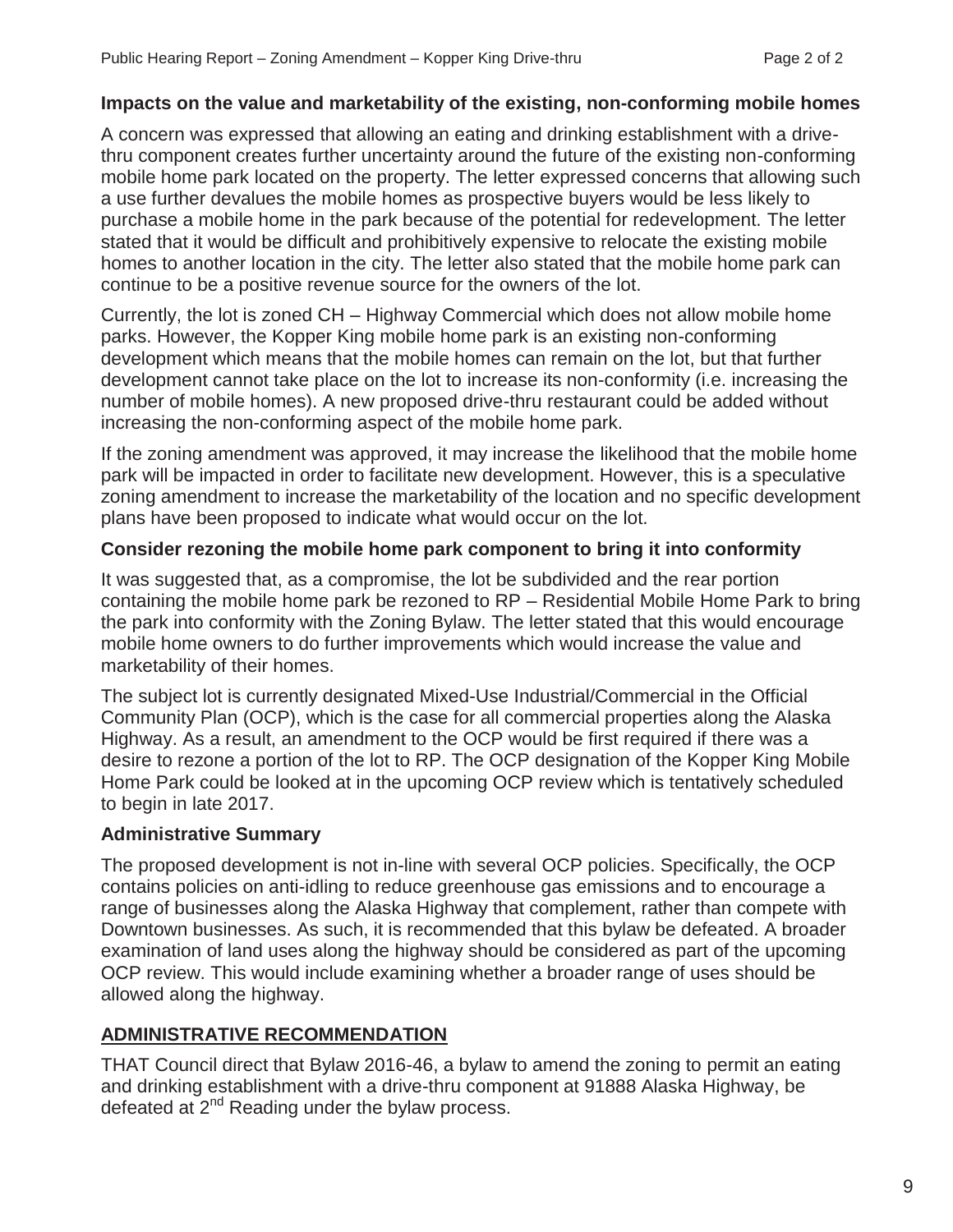**Impacts on the value and marketability of the existing, non-conforming mobile homes**

A concern was expressed that allowing an eating and drinking establishment with a drive-thru component creates further uncertainty around the future of the existing non-conforming mobile home park located on the property. The letter expressed concerns that allowing such a use further devalues the mobile homes as prospective buyers would be less likely to purchase a mobile home in the park because of the potential for redevelopment. The letter stated that it would be difficult and prohibitively expensive to relocate the existing mobile homes to another location in the city. The letter also stated that the mobile home park can continue to be a positive revenue source for the owners of the lot.

Currently, the lot is zoned CH – Highway Commercial which does not allow mobile home parks. However, the Kopper King mobile home park is an existing non-conforming development which means that the mobile homes can remain on the lot, but that further development cannot take place on the lot to increase its non-conformity (i.e. increasing the number of mobile homes). A new proposed drive-thru restaurant could be added without increasing the non-conforming aspect of the mobile home park.

If the zoning amendment was approved, it may increase the likelihood that the mobile home park will be impacted in order to facilitate new development. However, this is a speculative zoning amendment to increase the marketability of the location and no specific development plans have been proposed to indicate what would occur on the lot.

**Consider rezoning the mobile home park component to bring it into conformity**

It was suggested that, as a compromise, the lot be subdivided and the rear portion containing the mobile home park be rezoned to RP – Residential Mobile Home Park to bring the park into conformity with the Zoning Bylaw. The letter stated that this would encourage mobile home owners to do further improvements which would increase the value and marketability of their homes.

The subject lot is currently designated Mixed-Use Industrial/Commercial in the Official Community Plan (OCP), which is the case for all commercial properties along the Alaska Highway. As a result, an amendment to the OCP would be first required if there was a desire to rezone a portion of the lot to RP. The OCP designation of the Kopper King Mobile Home Park could be looked at in the upcoming OCP review which is tentatively scheduled to begin in late 2017.

**Administrative Summary**

The proposed development is not in-line with several OCP policies. Specifically, the OCP contains policies on anti-idling to reduce greenhouse gas emissions and to encourage a range of businesses along the Alaska Highway that complement, rather than compete with Downtown businesses. As such, it is recommended that this bylaw be defeated. A broader examination of land uses along the highway should be considered as part of the upcoming OCP review. This would include examining whether a broader range of uses should be allowed along the highway.

## ADMINISTRATIVE RECOMMENDATION

THAT Council direct that Bylaw 2016-46, a bylaw to amend the zoning to permit an eating and drinking establishment with a drive-thru component at 91888 Alaska Highway, be defeated at 2nd Reading under the bylaw process.